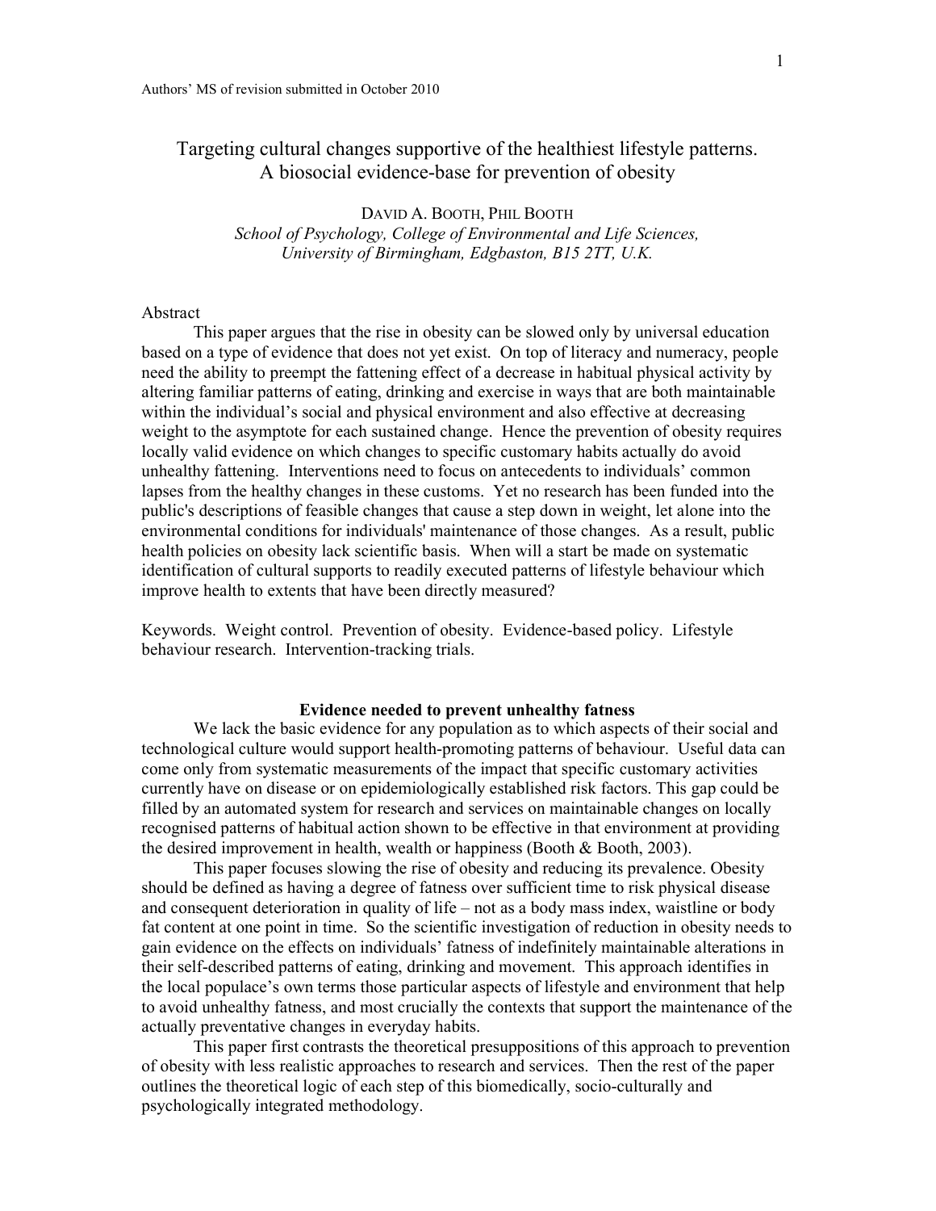Authors' MS of revision submitted in October 2010

# Targeting cultural changes supportive of the healthiest lifestyle patterns. A biosocial evidence-base for prevention of obesity

DAVID A. BOOTH, PHIL BOOTH

*School of Psychology, College of Environmental and Life Sciences, University of Birmingham, Edgbaston, B15 2TT, U.K.*

## Abstract

This paper argues that the rise in obesity can be slowed only by universal education based on a type of evidence that does not yet exist. On top of literacy and numeracy, people need the ability to preempt the fattening effect of a decrease in habitual physical activity by altering familiar patterns of eating, drinking and exercise in ways that are both maintainable within the individual's social and physical environment and also effective at decreasing weight to the asymptote for each sustained change. Hence the prevention of obesity requires locally valid evidence on which changes to specific customary habits actually do avoid unhealthy fattening. Interventions need to focus on antecedents to individuals' common lapses from the healthy changes in these customs. Yet no research has been funded into the public's descriptions of feasible changes that cause a step down in weight, let alone into the environmental conditions for individuals' maintenance of those changes. As a result, public health policies on obesity lack scientific basis. When will a start be made on systematic identification of cultural supports to readily executed patterns of lifestyle behaviour which improve health to extents that have been directly measured?

Keywords. Weight control. Prevention of obesity. Evidence-based policy. Lifestyle behaviour research. Intervention-tracking trials.

## Evidence needed to prevent unhealthy fatness

We lack the basic evidence for any population as to which aspects of their social and technological culture would support health-promoting patterns of behaviour. Useful data can come only from systematic measurements of the impact that specific customary activities currently have on disease or on epidemiologically established risk factors. This gap could be filled by an automated system for research and services on maintainable changes on locally recognised patterns of habitual action shown to be effective in that environment at providing the desired improvement in health, wealth or happiness (Booth & Booth, 2003).

This paper focuses slowing the rise of obesity and reducing its prevalence. Obesity should be defined as having a degree of fatness over sufficient time to risk physical disease and consequent deterioration in quality of life – not as a body mass index, waistline or body fat content at one point in time. So the scientific investigation of reduction in obesity needs to gain evidence on the effects on individuals' fatness of indefinitely maintainable alterations in their self-described patterns of eating, drinking and movement. This approach identifies in the local populace's own terms those particular aspects of lifestyle and environment that help to avoid unhealthy fatness, and most crucially the contexts that support the maintenance of the actually preventative changes in everyday habits.

This paper first contrasts the theoretical presuppositions of this approach to prevention of obesity with less realistic approaches to research and services. Then the rest of the paper outlines the theoretical logic of each step of this biomedically, socio-culturally and psychologically integrated methodology.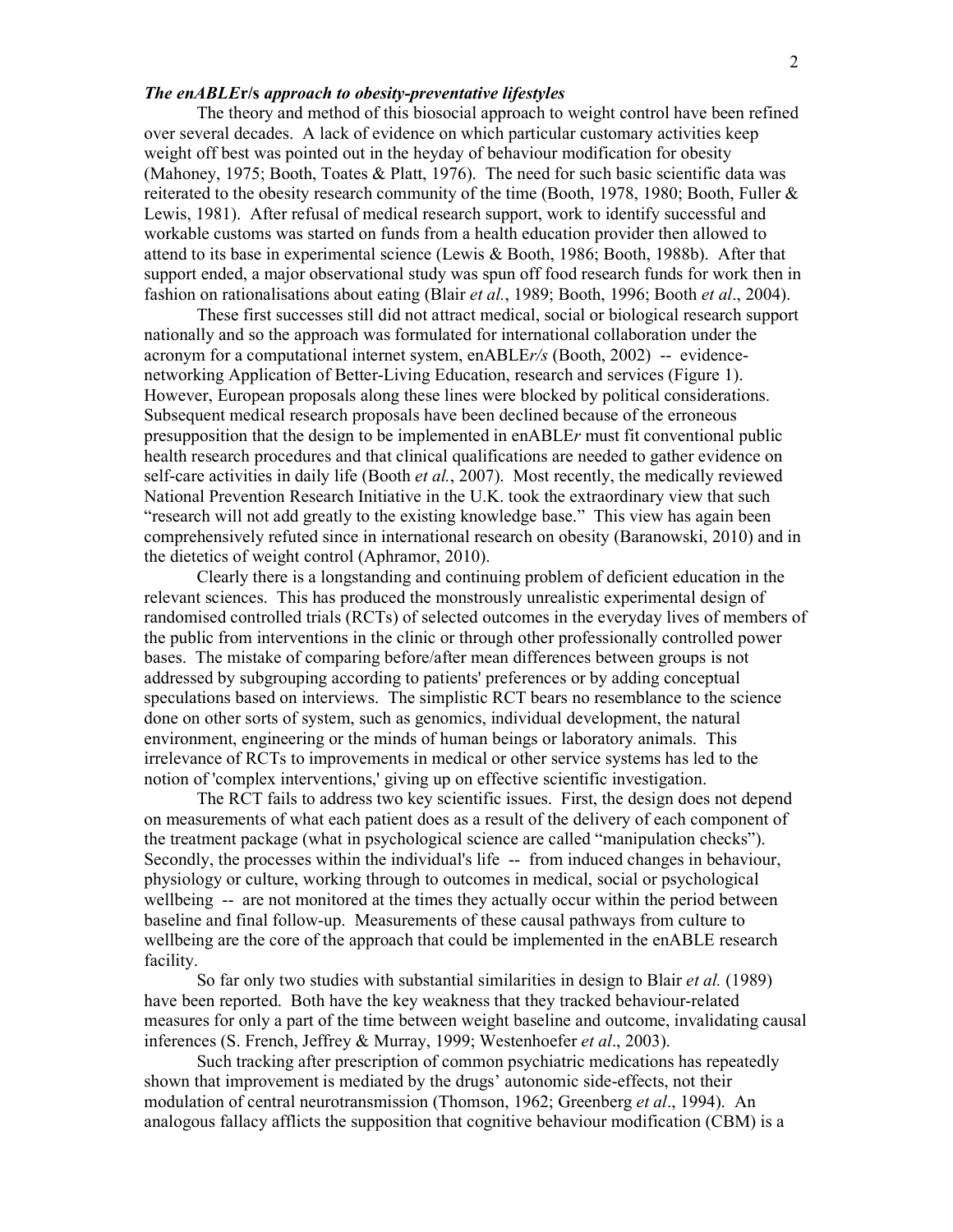### *The enABLE*r/s *approach to obesity-preventative lifestyles*

The theory and method of this biosocial approach to weight control have been refined over several decades. A lack of evidence on which particular customary activities keep weight off best was pointed out in the heyday of behaviour modification for obesity (Mahoney, 1975; Booth, Toates & Platt, 1976). The need for such basic scientific data was reiterated to the obesity research community of the time (Booth, 1978, 1980; Booth, Fuller & Lewis, 1981). After refusal of medical research support, work to identify successful and workable customs was started on funds from a health education provider then allowed to attend to its base in experimental science (Lewis & Booth, 1986; Booth, 1988b). After that support ended, a major observational study was spun off food research funds for work then in fashion on rationalisations about eating (Blair *et al.*, 1989; Booth, 1996; Booth *et al*., 2004).

These first successes still did not attract medical, social or biological research support nationally and so the approach was formulated for international collaboration under the acronym for a computational internet system, enABLE*r/s* (Booth, 2002) -- evidence-networking Application of Better-Living Education, research and services (Figure 1). However, European proposals along these lines were blocked by political considerations. Subsequent medical research proposals have been declined because of the erroneous presupposition that the design to be implemented in enABLE*r* must fit conventional public health research procedures and that clinical qualifications are needed to gather evidence on self-care activities in daily life (Booth *et al.*, 2007). Most recently, the medically reviewed National Prevention Research Initiative in the U.K. took the extraordinary view that such "research will not add greatly to the existing knowledge base." This view has again been comprehensively refuted since in international research on obesity (Baranowski, 2010) and in the dietetics of weight control (Aphramor, 2010).

Clearly there is a longstanding and continuing problem of deficient education in the relevant sciences. This has produced the monstrously unrealistic experimental design of randomised controlled trials (RCTs) of selected outcomes in the everyday lives of members of the public from interventions in the clinic or through other professionally controlled power bases. The mistake of comparing before/after mean differences between groups is not addressed by subgrouping according to patients' preferences or by adding conceptual speculations based on interviews. The simplistic RCT bears no resemblance to the science done on other sorts of system, such as genomics, individual development, the natural environment, engineering or the minds of human beings or laboratory animals. This irrelevance of RCTs to improvements in medical or other service systems has led to the notion of 'complex interventions,' giving up on effective scientific investigation.

The RCT fails to address two key scientific issues. First, the design does not depend on measurements of what each patient does as a result of the delivery of each component of the treatment package (what in psychological science are called "manipulation checks"). Secondly, the processes within the individual's life -- from induced changes in behaviour, physiology or culture, working through to outcomes in medical, social or psychological wellbeing -- are not monitored at the times they actually occur within the period between baseline and final follow-up. Measurements of these causal pathways from culture to wellbeing are the core of the approach that could be implemented in the enABLE research facility.

So far only two studies with substantial similarities in design to Blair *et al.* (1989) have been reported. Both have the key weakness that they tracked behaviour-related measures for only a part of the time between weight baseline and outcome, invalidating causal inferences (S. French, Jeffrey & Murray, 1999; Westenhoefer *et al*., 2003).

Such tracking after prescription of common psychiatric medications has repeatedly shown that improvement is mediated by the drugs' autonomic side-effects, not their modulation of central neurotransmission (Thomson, 1962; Greenberg *et al*., 1994). An analogous fallacy afflicts the supposition that cognitive behaviour modification (CBM) is a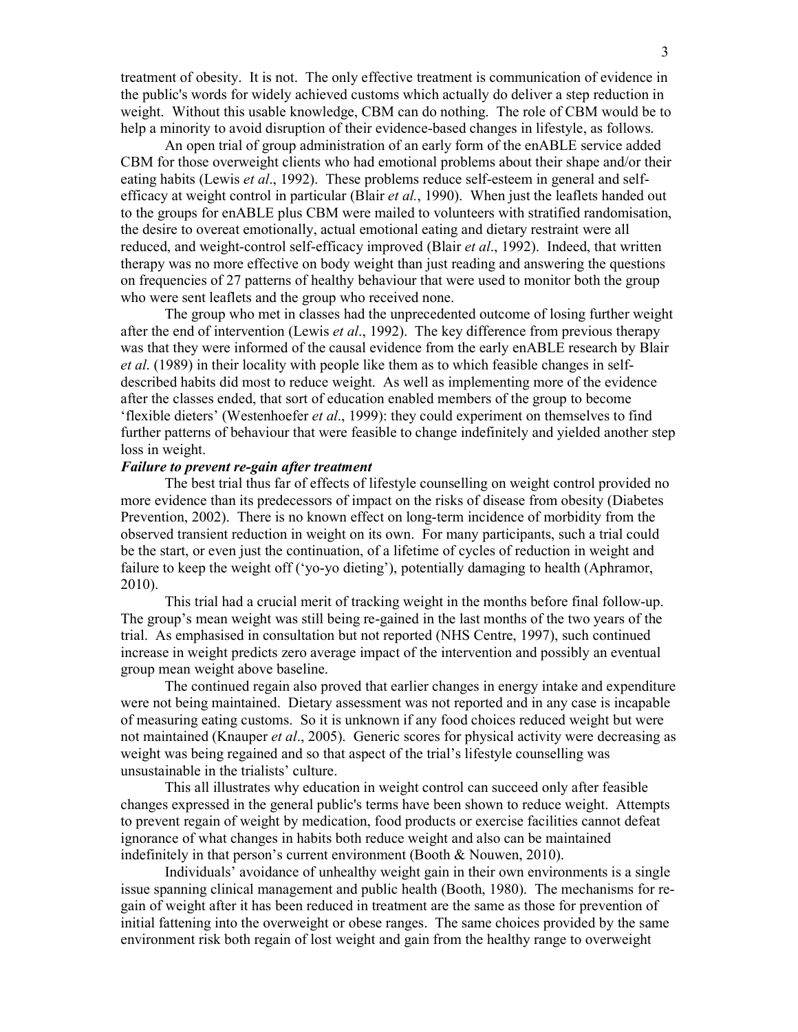treatment of obesity. It is not. The only effective treatment is communication of evidence in the public's words for widely achieved customs which actually do deliver a step reduction in weight. Without this usable knowledge, CBM can do nothing. The role of CBM would be to help a minority to avoid disruption of their evidence-based changes in lifestyle, as follows.

An open trial of group administration of an early form of the enABLE service added CBM for those overweight clients who had emotional problems about their shape and/or their eating habits (Lewis *et al*., 1992). These problems reduce self-esteem in general and self-efficacy at weight control in particular (Blair *et al.*, 1990). When just the leaflets handed out to the groups for enABLE plus CBM were mailed to volunteers with stratified randomisation, the desire to overeat emotionally, actual emotional eating and dietary restraint were all reduced, and weight-control self-efficacy improved (Blair *et al*., 1992). Indeed, that written therapy was no more effective on body weight than just reading and answering the questions on frequencies of 27 patterns of healthy behaviour that were used to monitor both the group who were sent leaflets and the group who received none.

The group who met in classes had the unprecedented outcome of losing further weight after the end of intervention (Lewis *et al*., 1992). The key difference from previous therapy was that they were informed of the causal evidence from the early enABLE research by Blair *et al*. (1989) in their locality with people like them as to which feasible changes in self-described habits did most to reduce weight. As well as implementing more of the evidence after the classes ended, that sort of education enabled members of the group to become 'flexible dieters' (Westenhoefer *et al*., 1999): they could experiment on themselves to find further patterns of behaviour that were feasible to change indefinitely and yielded another step loss in weight.

***Failure to prevent re-gain after treatment***

The best trial thus far of effects of lifestyle counselling on weight control provided no more evidence than its predecessors of impact on the risks of disease from obesity (Diabetes Prevention, 2002). There is no known effect on long-term incidence of morbidity from the observed transient reduction in weight on its own. For many participants, such a trial could be the start, or even just the continuation, of a lifetime of cycles of reduction in weight and failure to keep the weight off ('yo-yo dieting'), potentially damaging to health (Aphramor, 2010).

This trial had a crucial merit of tracking weight in the months before final follow-up. The group's mean weight was still being re-gained in the last months of the two years of the trial. As emphasised in consultation but not reported (NHS Centre, 1997), such continued increase in weight predicts zero average impact of the intervention and possibly an eventual group mean weight above baseline.

The continued regain also proved that earlier changes in energy intake and expenditure were not being maintained. Dietary assessment was not reported and in any case is incapable of measuring eating customs. So it is unknown if any food choices reduced weight but were not maintained (Knauper *et al*., 2005). Generic scores for physical activity were decreasing as weight was being regained and so that aspect of the trial's lifestyle counselling was unsustainable in the trialists' culture.

This all illustrates why education in weight control can succeed only after feasible changes expressed in the general public's terms have been shown to reduce weight. Attempts to prevent regain of weight by medication, food products or exercise facilities cannot defeat ignorance of what changes in habits both reduce weight and also can be maintained indefinitely in that person's current environment (Booth & Nouwen, 2010).

Individuals' avoidance of unhealthy weight gain in their own environments is a single issue spanning clinical management and public health (Booth, 1980). The mechanisms for re-gain of weight after it has been reduced in treatment are the same as those for prevention of initial fattening into the overweight or obese ranges. The same choices provided by the same environment risk both regain of lost weight and gain from the healthy range to overweight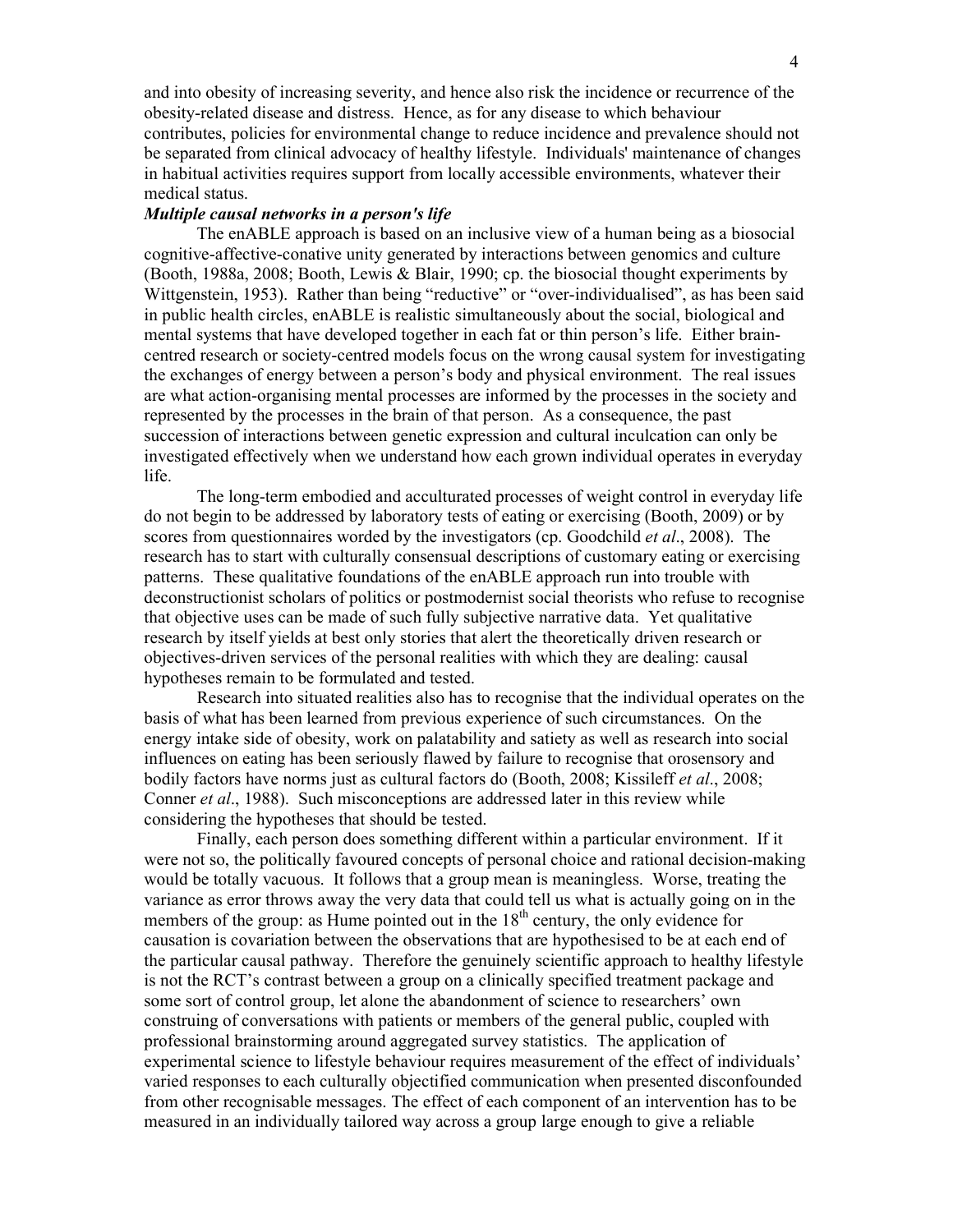and into obesity of increasing severity, and hence also risk the incidence or recurrence of the obesity-related disease and distress. Hence, as for any disease to which behaviour contributes, policies for environmental change to reduce incidence and prevalence should not be separated from clinical advocacy of healthy lifestyle. Individuals' maintenance of changes in habitual activities requires support from locally accessible environments, whatever their medical status.

***Multiple causal networks in a person's life***

The enABLE approach is based on an inclusive view of a human being as a biosocial cognitive-affective-conative unity generated by interactions between genomics and culture (Booth, 1988a, 2008; Booth, Lewis & Blair, 1990; cp. the biosocial thought experiments by Wittgenstein, 1953). Rather than being "reductive" or "over-individualised", as has been said in public health circles, enABLE is realistic simultaneously about the social, biological and mental systems that have developed together in each fat or thin person's life. Either brain-centred research or society-centred models focus on the wrong causal system for investigating the exchanges of energy between a person's body and physical environment. The real issues are what action-organising mental processes are informed by the processes in the society and represented by the processes in the brain of that person. As a consequence, the past succession of interactions between genetic expression and cultural inculcation can only be investigated effectively when we understand how each grown individual operates in everyday life.

The long-term embodied and acculturated processes of weight control in everyday life do not begin to be addressed by laboratory tests of eating or exercising (Booth, 2009) or by scores from questionnaires worded by the investigators (cp. Goodchild *et al*., 2008). The research has to start with culturally consensual descriptions of customary eating or exercising patterns. These qualitative foundations of the enABLE approach run into trouble with deconstructionist scholars of politics or postmodernist social theorists who refuse to recognise that objective uses can be made of such fully subjective narrative data. Yet qualitative research by itself yields at best only stories that alert the theoretically driven research or objectives-driven services of the personal realities with which they are dealing: causal hypotheses remain to be formulated and tested.

Research into situated realities also has to recognise that the individual operates on the basis of what has been learned from previous experience of such circumstances. On the energy intake side of obesity, work on palatability and satiety as well as research into social influences on eating has been seriously flawed by failure to recognise that orosensory and bodily factors have norms just as cultural factors do (Booth, 2008; Kissileff *et al*., 2008; Conner *et al*., 1988). Such misconceptions are addressed later in this review while considering the hypotheses that should be tested.

Finally, each person does something different within a particular environment. If it were not so, the politically favoured concepts of personal choice and rational decision-making would be totally vacuous. It follows that a group mean is meaningless. Worse, treating the variance as error throws away the very data that could tell us what is actually going on in the members of the group: as Hume pointed out in the 18th century, the only evidence for causation is covariation between the observations that are hypothesised to be at each end of the particular causal pathway. Therefore the genuinely scientific approach to healthy lifestyle is not the RCT's contrast between a group on a clinically specified treatment package and some sort of control group, let alone the abandonment of science to researchers' own construing of conversations with patients or members of the general public, coupled with professional brainstorming around aggregated survey statistics. The application of experimental science to lifestyle behaviour requires measurement of the effect of individuals' varied responses to each culturally objectified communication when presented disconfounded from other recognisable messages. The effect of each component of an intervention has to be measured in an individually tailored way across a group large enough to give a reliable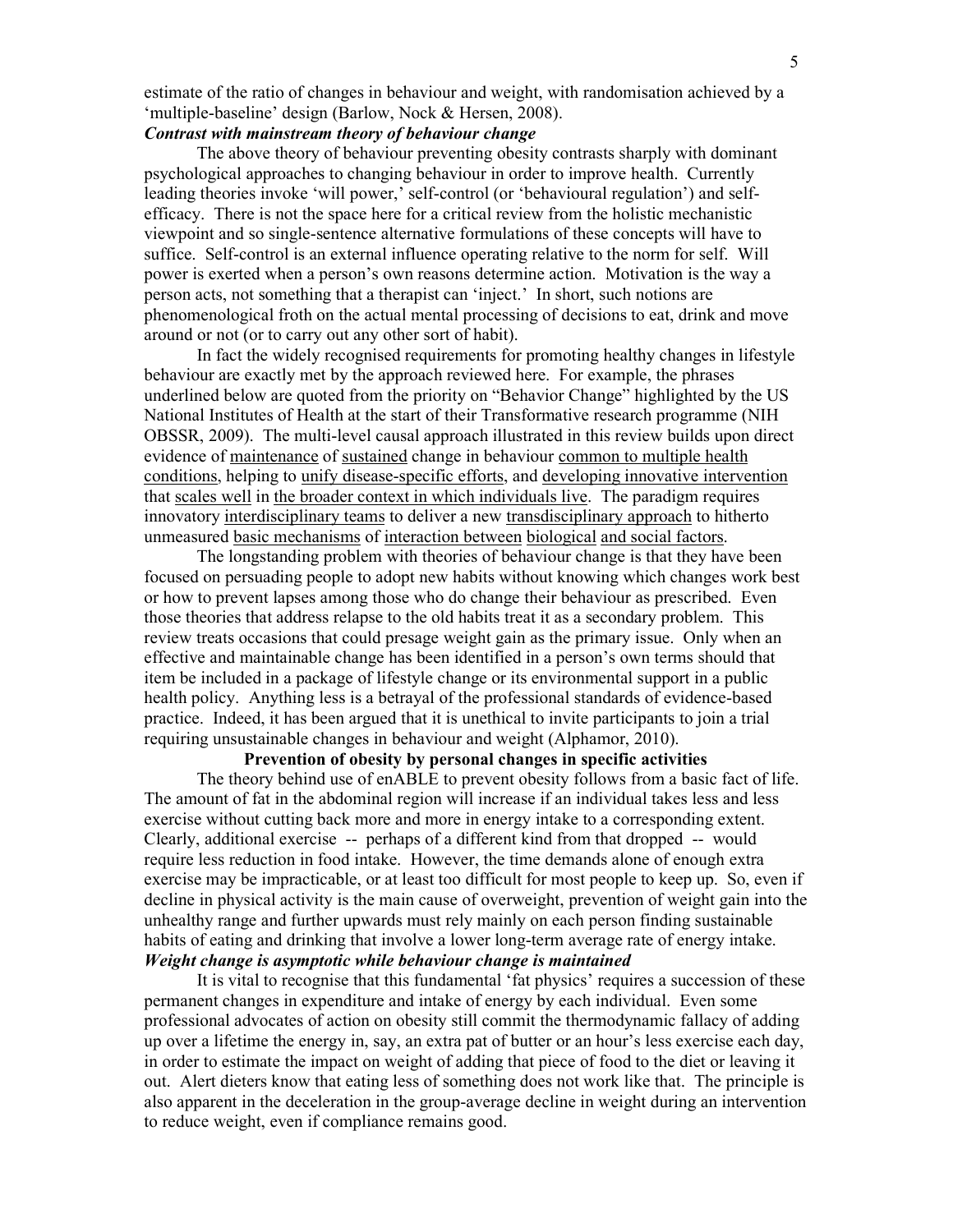estimate of the ratio of changes in behaviour and weight, with randomisation achieved by a 'multiple-baseline' design (Barlow, Nock & Hersen, 2008).

***Contrast with mainstream theory of behaviour change***

The above theory of behaviour preventing obesity contrasts sharply with dominant psychological approaches to changing behaviour in order to improve health. Currently leading theories invoke 'will power,' self-control (or 'behavioural regulation') and self-efficacy. There is not the space here for a critical review from the holistic mechanistic viewpoint and so single-sentence alternative formulations of these concepts will have to suffice. Self-control is an external influence operating relative to the norm for self. Will power is exerted when a person's own reasons determine action. Motivation is the way a person acts, not something that a therapist can 'inject.' In short, such notions are phenomenological froth on the actual mental processing of decisions to eat, drink and move around or not (or to carry out any other sort of habit).

In fact the widely recognised requirements for promoting healthy changes in lifestyle behaviour are exactly met by the approach reviewed here. For example, the phrases underlined below are quoted from the priority on "Behavior Change" highlighted by the US National Institutes of Health at the start of their Transformative research programme (NIH OBSSR, 2009). The multi-level causal approach illustrated in this review builds upon direct evidence of <u>maintenance</u> of <u>sustained</u> change in behaviour <u>common to multiple health conditions</u>, helping to <u>unify disease-specific efforts</u>, and <u>developing innovative intervention</u> that <u>scales well</u> in <u>the broader context in which individuals live</u>. The paradigm requires innovatory <u>interdisciplinary teams</u> to deliver a new <u>transdisciplinary approach</u> to hitherto unmeasured <u>basic mechanisms</u> of <u>interaction between</u> <u>biological</u> <u>and social factors</u>.

The longstanding problem with theories of behaviour change is that they have been focused on persuading people to adopt new habits without knowing which changes work best or how to prevent lapses among those who do change their behaviour as prescribed. Even those theories that address relapse to the old habits treat it as a secondary problem. This review treats occasions that could presage weight gain as the primary issue. Only when an effective and maintainable change has been identified in a person's own terms should that item be included in a package of lifestyle change or its environmental support in a public health policy. Anything less is a betrayal of the professional standards of evidence-based practice. Indeed, it has been argued that it is unethical to invite participants to join a trial requiring unsustainable changes in behaviour and weight (Alphamor, 2010).

## Prevention of obesity by personal changes in specific activities

The theory behind use of enABLE to prevent obesity follows from a basic fact of life. The amount of fat in the abdominal region will increase if an individual takes less and less exercise without cutting back more and more in energy intake to a corresponding extent. Clearly, additional exercise -- perhaps of a different kind from that dropped -- would require less reduction in food intake. However, the time demands alone of enough extra exercise may be impracticable, or at least too difficult for most people to keep up. So, even if decline in physical activity is the main cause of overweight, prevention of weight gain into the unhealthy range and further upwards must rely mainly on each person finding sustainable habits of eating and drinking that involve a lower long-term average rate of energy intake.

***Weight change is asymptotic while behaviour change is maintained***

It is vital to recognise that this fundamental 'fat physics' requires a succession of these permanent changes in expenditure and intake of energy by each individual. Even some professional advocates of action on obesity still commit the thermodynamic fallacy of adding up over a lifetime the energy in, say, an extra pat of butter or an hour's less exercise each day, in order to estimate the impact on weight of adding that piece of food to the diet or leaving it out. Alert dieters know that eating less of something does not work like that. The principle is also apparent in the deceleration in the group-average decline in weight during an intervention to reduce weight, even if compliance remains good.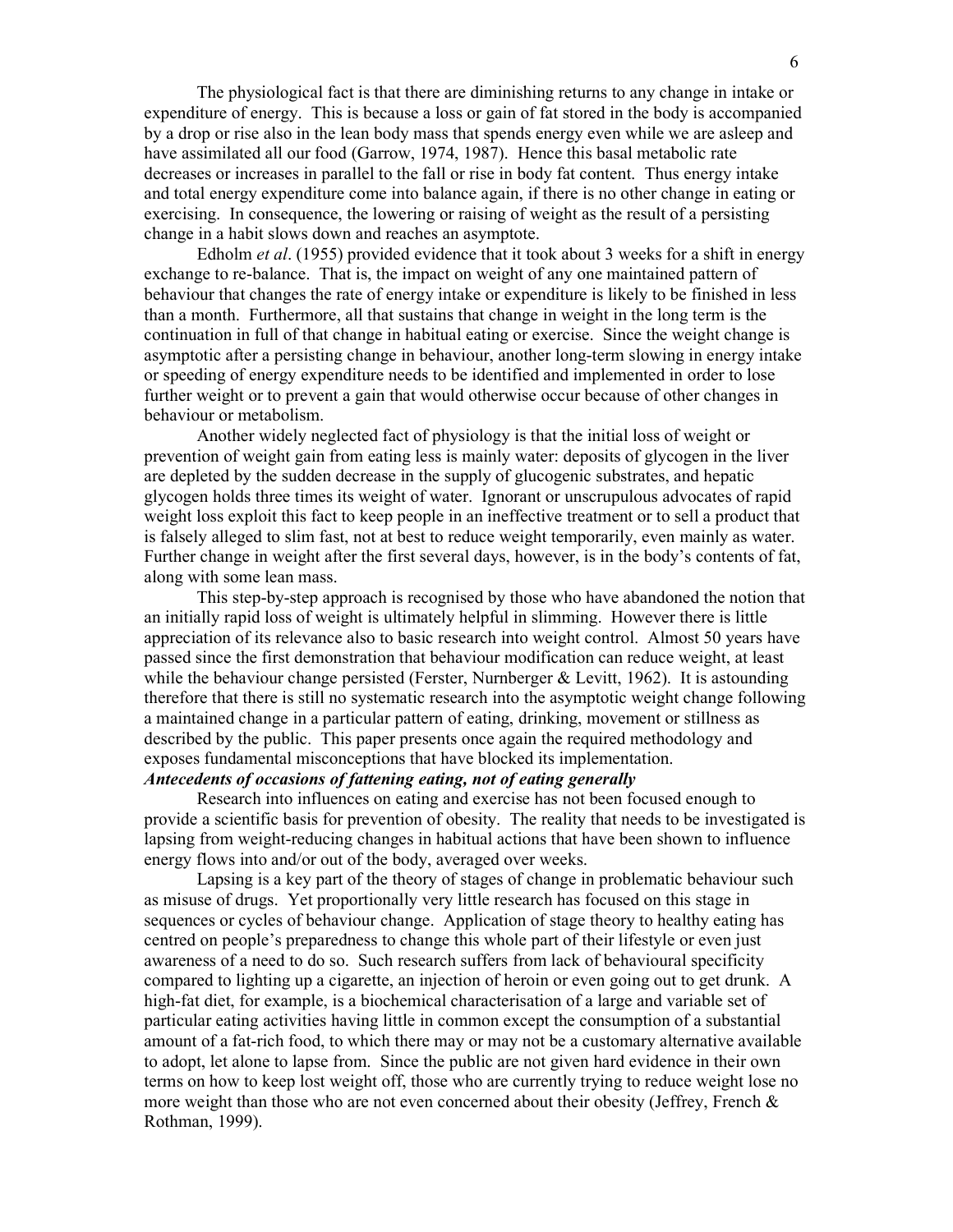The physiological fact is that there are diminishing returns to any change in intake or expenditure of energy. This is because a loss or gain of fat stored in the body is accompanied by a drop or rise also in the lean body mass that spends energy even while we are asleep and have assimilated all our food (Garrow, 1974, 1987). Hence this basal metabolic rate decreases or increases in parallel to the fall or rise in body fat content. Thus energy intake and total energy expenditure come into balance again, if there is no other change in eating or exercising. In consequence, the lowering or raising of weight as the result of a persisting change in a habit slows down and reaches an asymptote.

Edholm *et al*. (1955) provided evidence that it took about 3 weeks for a shift in energy exchange to re-balance. That is, the impact on weight of any one maintained pattern of behaviour that changes the rate of energy intake or expenditure is likely to be finished in less than a month. Furthermore, all that sustains that change in weight in the long term is the continuation in full of that change in habitual eating or exercise. Since the weight change is asymptotic after a persisting change in behaviour, another long-term slowing in energy intake or speeding of energy expenditure needs to be identified and implemented in order to lose further weight or to prevent a gain that would otherwise occur because of other changes in behaviour or metabolism.

Another widely neglected fact of physiology is that the initial loss of weight or prevention of weight gain from eating less is mainly water: deposits of glycogen in the liver are depleted by the sudden decrease in the supply of glucogenic substrates, and hepatic glycogen holds three times its weight of water. Ignorant or unscrupulous advocates of rapid weight loss exploit this fact to keep people in an ineffective treatment or to sell a product that is falsely alleged to slim fast, not at best to reduce weight temporarily, even mainly as water. Further change in weight after the first several days, however, is in the body's contents of fat, along with some lean mass.

This step-by-step approach is recognised by those who have abandoned the notion that an initially rapid loss of weight is ultimately helpful in slimming. However there is little appreciation of its relevance also to basic research into weight control. Almost 50 years have passed since the first demonstration that behaviour modification can reduce weight, at least while the behaviour change persisted (Ferster, Nurnberger & Levitt, 1962). It is astounding therefore that there is still no systematic research into the asymptotic weight change following a maintained change in a particular pattern of eating, drinking, movement or stillness as described by the public. This paper presents once again the required methodology and exposes fundamental misconceptions that have blocked its implementation.

### *Antecedents of occasions of fattening eating, not of eating generally*

Research into influences on eating and exercise has not been focused enough to provide a scientific basis for prevention of obesity. The reality that needs to be investigated is lapsing from weight-reducing changes in habitual actions that have been shown to influence energy flows into and/or out of the body, averaged over weeks.

Lapsing is a key part of the theory of stages of change in problematic behaviour such as misuse of drugs. Yet proportionally very little research has focused on this stage in sequences or cycles of behaviour change. Application of stage theory to healthy eating has centred on people's preparedness to change this whole part of their lifestyle or even just awareness of a need to do so. Such research suffers from lack of behavioural specificity compared to lighting up a cigarette, an injection of heroin or even going out to get drunk. A high-fat diet, for example, is a biochemical characterisation of a large and variable set of particular eating activities having little in common except the consumption of a substantial amount of a fat-rich food, to which there may or may not be a customary alternative available to adopt, let alone to lapse from. Since the public are not given hard evidence in their own terms on how to keep lost weight off, those who are currently trying to reduce weight lose no more weight than those who are not even concerned about their obesity (Jeffrey, French & Rothman, 1999).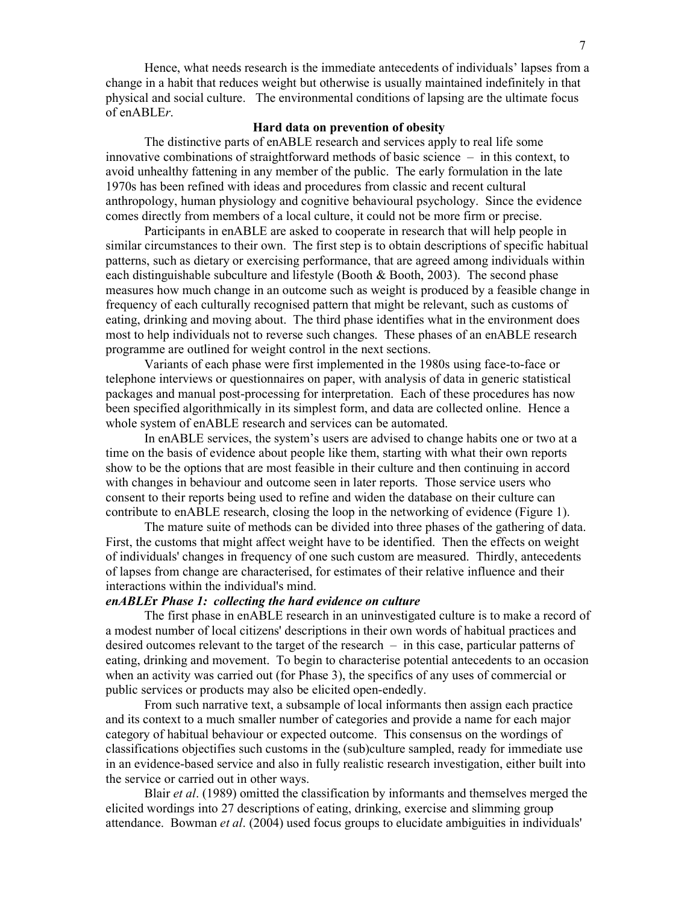Hence, what needs research is the immediate antecedents of individuals' lapses from a change in a habit that reduces weight but otherwise is usually maintained indefinitely in that physical and social culture. The environmental conditions of lapsing are the ultimate focus of enABLE*r*.

## Hard data on prevention of obesity

The distinctive parts of enABLE research and services apply to real life some innovative combinations of straightforward methods of basic science – in this context, to avoid unhealthy fattening in any member of the public. The early formulation in the late 1970s has been refined with ideas and procedures from classic and recent cultural anthropology, human physiology and cognitive behavioural psychology. Since the evidence comes directly from members of a local culture, it could not be more firm or precise.

Participants in enABLE are asked to cooperate in research that will help people in similar circumstances to their own. The first step is to obtain descriptions of specific habitual patterns, such as dietary or exercising performance, that are agreed among individuals within each distinguishable subculture and lifestyle (Booth & Booth, 2003). The second phase measures how much change in an outcome such as weight is produced by a feasible change in frequency of each culturally recognised pattern that might be relevant, such as customs of eating, drinking and moving about. The third phase identifies what in the environment does most to help individuals not to reverse such changes. These phases of an enABLE research programme are outlined for weight control in the next sections.

Variants of each phase were first implemented in the 1980s using face-to-face or telephone interviews or questionnaires on paper, with analysis of data in generic statistical packages and manual post-processing for interpretation. Each of these procedures has now been specified algorithmically in its simplest form, and data are collected online. Hence a whole system of enABLE research and services can be automated.

In enABLE services, the system's users are advised to change habits one or two at a time on the basis of evidence about people like them, starting with what their own reports show to be the options that are most feasible in their culture and then continuing in accord with changes in behaviour and outcome seen in later reports. Those service users who consent to their reports being used to refine and widen the database on their culture can contribute to enABLE research, closing the loop in the networking of evidence (Figure 1).

The mature suite of methods can be divided into three phases of the gathering of data. First, the customs that might affect weight have to be identified. Then the effects on weight of individuals' changes in frequency of one such custom are measured. Thirdly, antecedents of lapses from change are characterised, for estimates of their relative influence and their interactions within the individual's mind.

### *enABLE*r *Phase 1: collecting the hard evidence on culture*

The first phase in enABLE research in an uninvestigated culture is to make a record of a modest number of local citizens' descriptions in their own words of habitual practices and desired outcomes relevant to the target of the research – in this case, particular patterns of eating, drinking and movement. To begin to characterise potential antecedents to an occasion when an activity was carried out (for Phase 3), the specifics of any uses of commercial or public services or products may also be elicited open-endedly.

From such narrative text, a subsample of local informants then assign each practice and its context to a much smaller number of categories and provide a name for each major category of habitual behaviour or expected outcome. This consensus on the wordings of classifications objectifies such customs in the (sub)culture sampled, ready for immediate use in an evidence-based service and also in fully realistic research investigation, either built into the service or carried out in other ways.

Blair *et al*. (1989) omitted the classification by informants and themselves merged the elicited wordings into 27 descriptions of eating, drinking, exercise and slimming group attendance. Bowman *et al*. (2004) used focus groups to elucidate ambiguities in individuals'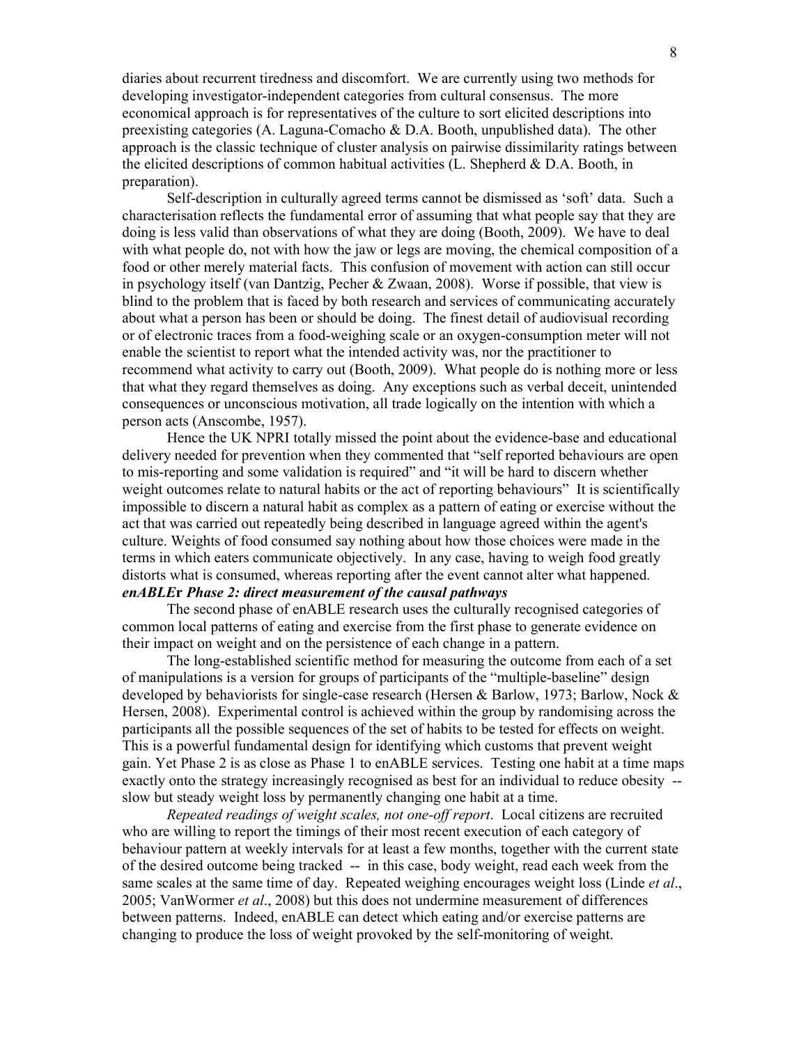diaries about recurrent tiredness and discomfort. We are currently using two methods for developing investigator-independent categories from cultural consensus. The more economical approach is for representatives of the culture to sort elicited descriptions into preexisting categories (A. Laguna-Comacho & D.A. Booth, unpublished data). The other approach is the classic technique of cluster analysis on pairwise dissimilarity ratings between the elicited descriptions of common habitual activities (L. Shepherd & D.A. Booth, in preparation).

Self-description in culturally agreed terms cannot be dismissed as 'soft' data. Such a characterisation reflects the fundamental error of assuming that what people say that they are doing is less valid than observations of what they are doing (Booth, 2009). We have to deal with what people do, not with how the jaw or legs are moving, the chemical composition of a food or other merely material facts. This confusion of movement with action can still occur in psychology itself (van Dantzig, Pecher & Zwaan, 2008). Worse if possible, that view is blind to the problem that is faced by both research and services of communicating accurately about what a person has been or should be doing. The finest detail of audiovisual recording or of electronic traces from a food-weighing scale or an oxygen-consumption meter will not enable the scientist to report what the intended activity was, nor the practitioner to recommend what activity to carry out (Booth, 2009). What people do is nothing more or less that what they regard themselves as doing. Any exceptions such as verbal deceit, unintended consequences or unconscious motivation, all trade logically on the intention with which a person acts (Anscombe, 1957).

Hence the UK NPRI totally missed the point about the evidence-base and educational delivery needed for prevention when they commented that "self reported behaviours are open to mis-reporting and some validation is required" and "it will be hard to discern whether weight outcomes relate to natural habits or the act of reporting behaviours" It is scientifically impossible to discern a natural habit as complex as a pattern of eating or exercise without the act that was carried out repeatedly being described in language agreed within the agent's culture. Weights of food consumed say nothing about how those choices were made in the terms in which eaters communicate objectively. In any case, having to weigh food greatly distorts what is consumed, whereas reporting after the event cannot alter what happened.

***enABLEr Phase 2: direct measurement of the causal pathways***

The second phase of enABLE research uses the culturally recognised categories of common local patterns of eating and exercise from the first phase to generate evidence on their impact on weight and on the persistence of each change in a pattern.

The long-established scientific method for measuring the outcome from each of a set of manipulations is a version for groups of participants of the "multiple-baseline" design developed by behaviorists for single-case research (Hersen & Barlow, 1973; Barlow, Nock & Hersen, 2008). Experimental control is achieved within the group by randomising across the participants all the possible sequences of the set of habits to be tested for effects on weight. This is a powerful fundamental design for identifying which customs that prevent weight gain. Yet Phase 2 is as close as Phase 1 to enABLE services. Testing one habit at a time maps exactly onto the strategy increasingly recognised as best for an individual to reduce obesity -- slow but steady weight loss by permanently changing one habit at a time.

*Repeated readings of weight scales, not one-off report*. Local citizens are recruited who are willing to report the timings of their most recent execution of each category of behaviour pattern at weekly intervals for at least a few months, together with the current state of the desired outcome being tracked -- in this case, body weight, read each week from the same scales at the same time of day. Repeated weighing encourages weight loss (Linde *et al*., 2005; VanWormer *et al*., 2008) but this does not undermine measurement of differences between patterns. Indeed, enABLE can detect which eating and/or exercise patterns are changing to produce the loss of weight provoked by the self-monitoring of weight.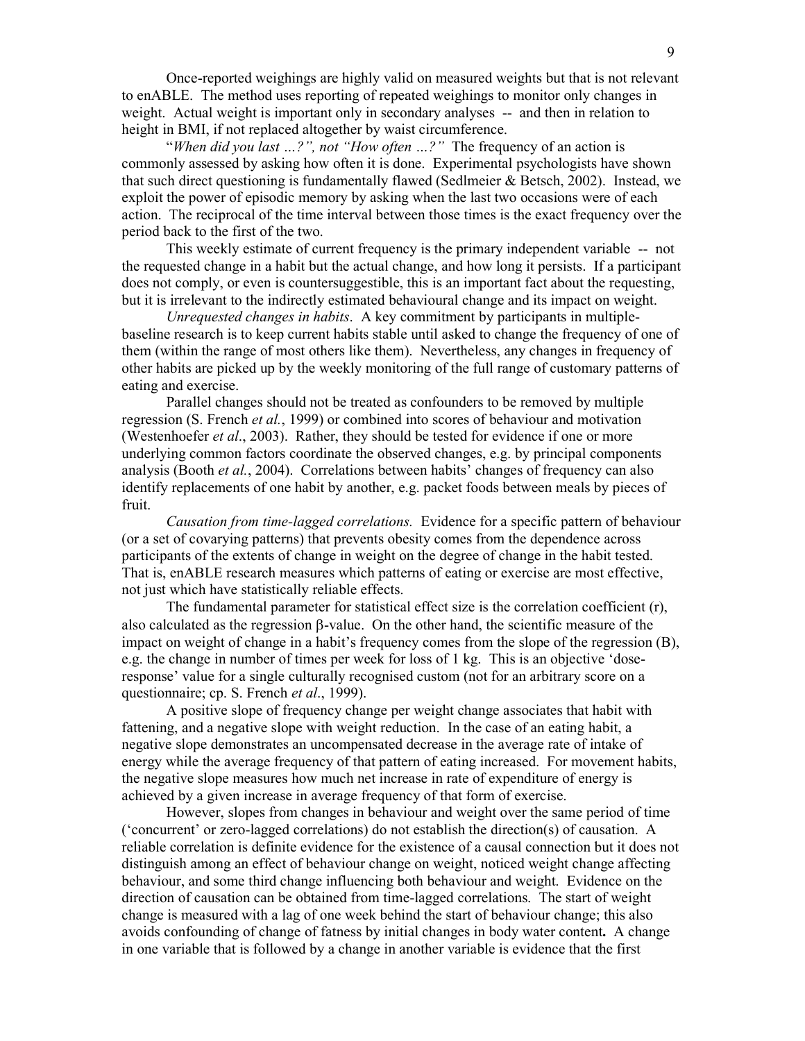Once-reported weighings are highly valid on measured weights but that is not relevant to enABLE. The method uses reporting of repeated weighings to monitor only changes in weight. Actual weight is important only in secondary analyses -- and then in relation to height in BMI, if not replaced altogether by waist circumference.

"*When did you last …?", not "How often …?"* The frequency of an action is commonly assessed by asking how often it is done. Experimental psychologists have shown that such direct questioning is fundamentally flawed (Sedlmeier & Betsch, 2002). Instead, we exploit the power of episodic memory by asking when the last two occasions were of each action. The reciprocal of the time interval between those times is the exact frequency over the period back to the first of the two.

This weekly estimate of current frequency is the primary independent variable -- not the requested change in a habit but the actual change, and how long it persists. If a participant does not comply, or even is countersuggestible, this is an important fact about the requesting, but it is irrelevant to the indirectly estimated behavioural change and its impact on weight.

*Unrequested changes in habits*. A key commitment by participants in multiple-baseline research is to keep current habits stable until asked to change the frequency of one of them (within the range of most others like them). Nevertheless, any changes in frequency of other habits are picked up by the weekly monitoring of the full range of customary patterns of eating and exercise.

Parallel changes should not be treated as confounders to be removed by multiple regression (S. French *et al.*, 1999) or combined into scores of behaviour and motivation (Westenhoefer *et al*., 2003). Rather, they should be tested for evidence if one or more underlying common factors coordinate the observed changes, e.g. by principal components analysis (Booth *et al.*, 2004). Correlations between habits' changes of frequency can also identify replacements of one habit by another, e.g. packet foods between meals by pieces of fruit.

*Causation from time-lagged correlations.* Evidence for a specific pattern of behaviour (or a set of covarying patterns) that prevents obesity comes from the dependence across participants of the extents of change in weight on the degree of change in the habit tested. That is, enABLE research measures which patterns of eating or exercise are most effective, not just which have statistically reliable effects.

The fundamental parameter for statistical effect size is the correlation coefficient (r), also calculated as the regression $\beta$-value. On the other hand, the scientific measure of the impact on weight of change in a habit's frequency comes from the slope of the regression (B), e.g. the change in number of times per week for loss of 1 kg. This is an objective 'dose-response' value for a single culturally recognised custom (not for an arbitrary score on a questionnaire; cp. S. French *et al*., 1999).

A positive slope of frequency change per weight change associates that habit with fattening, and a negative slope with weight reduction. In the case of an eating habit, a negative slope demonstrates an uncompensated decrease in the average rate of intake of energy while the average frequency of that pattern of eating increased. For movement habits, the negative slope measures how much net increase in rate of expenditure of energy is achieved by a given increase in average frequency of that form of exercise.

However, slopes from changes in behaviour and weight over the same period of time ('concurrent' or zero-lagged correlations) do not establish the direction(s) of causation. A reliable correlation is definite evidence for the existence of a causal connection but it does not distinguish among an effect of behaviour change on weight, noticed weight change affecting behaviour, and some third change influencing both behaviour and weight. Evidence on the direction of causation can be obtained from time-lagged correlations. The start of weight change is measured with a lag of one week behind the start of behaviour change; this also avoids confounding of change of fatness by initial changes in body water content**.** A change in one variable that is followed by a change in another variable is evidence that the first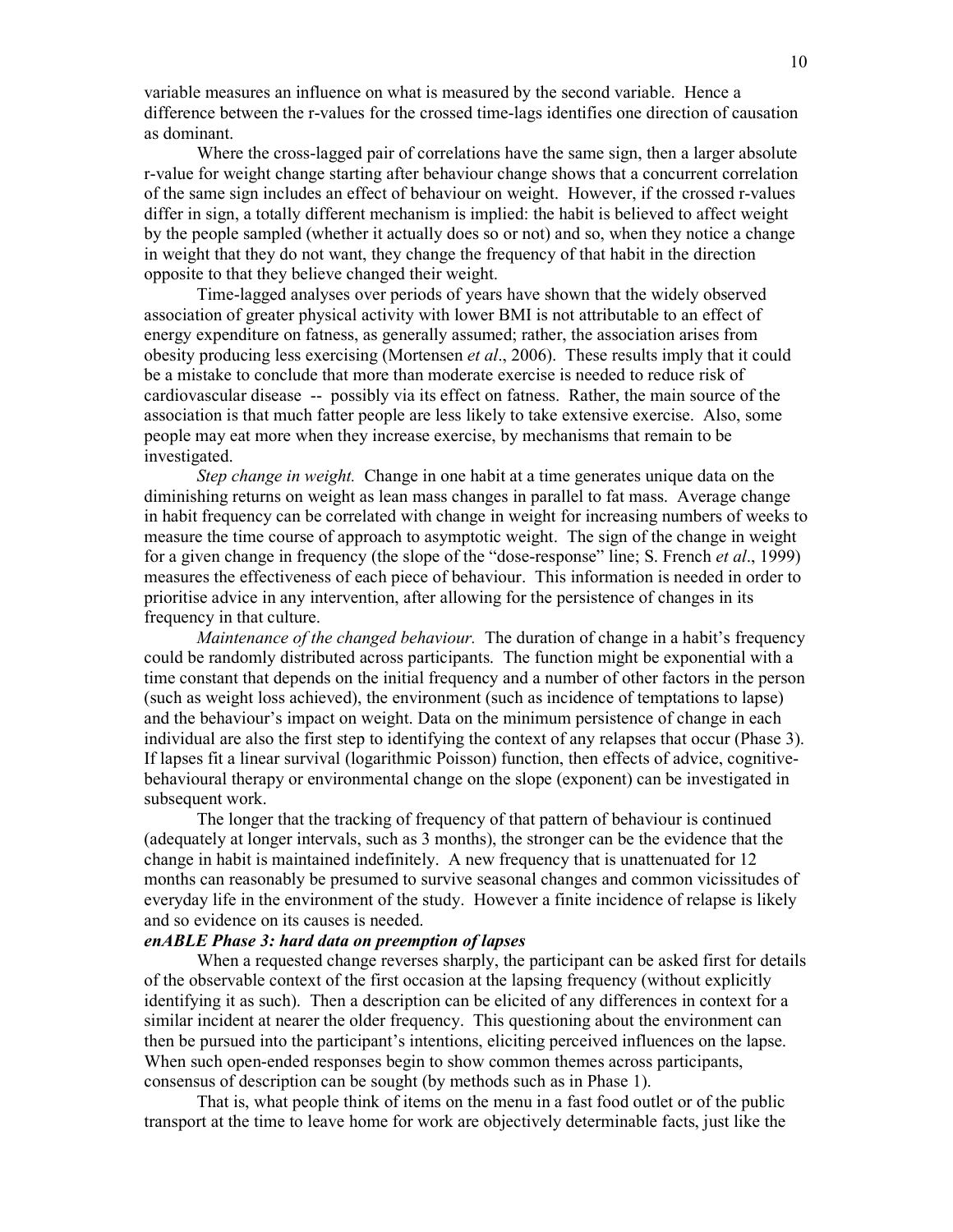variable measures an influence on what is measured by the second variable. Hence a difference between the r-values for the crossed time-lags identifies one direction of causation as dominant.

Where the cross-lagged pair of correlations have the same sign, then a larger absolute r-value for weight change starting after behaviour change shows that a concurrent correlation of the same sign includes an effect of behaviour on weight. However, if the crossed r-values differ in sign, a totally different mechanism is implied: the habit is believed to affect weight by the people sampled (whether it actually does so or not) and so, when they notice a change in weight that they do not want, they change the frequency of that habit in the direction opposite to that they believe changed their weight.

Time-lagged analyses over periods of years have shown that the widely observed association of greater physical activity with lower BMI is not attributable to an effect of energy expenditure on fatness, as generally assumed; rather, the association arises from obesity producing less exercising (Mortensen *et al*., 2006). These results imply that it could be a mistake to conclude that more than moderate exercise is needed to reduce risk of cardiovascular disease -- possibly via its effect on fatness. Rather, the main source of the association is that much fatter people are less likely to take extensive exercise. Also, some people may eat more when they increase exercise, by mechanisms that remain to be investigated.

*Step change in weight.* Change in one habit at a time generates unique data on the diminishing returns on weight as lean mass changes in parallel to fat mass. Average change in habit frequency can be correlated with change in weight for increasing numbers of weeks to measure the time course of approach to asymptotic weight. The sign of the change in weight for a given change in frequency (the slope of the "dose-response" line; S. French *et al*., 1999) measures the effectiveness of each piece of behaviour. This information is needed in order to prioritise advice in any intervention, after allowing for the persistence of changes in its frequency in that culture.

*Maintenance of the changed behaviour.* The duration of change in a habit's frequency could be randomly distributed across participants. The function might be exponential with a time constant that depends on the initial frequency and a number of other factors in the person (such as weight loss achieved), the environment (such as incidence of temptations to lapse) and the behaviour's impact on weight. Data on the minimum persistence of change in each individual are also the first step to identifying the context of any relapses that occur (Phase 3). If lapses fit a linear survival (logarithmic Poisson) function, then effects of advice, cognitive-behavioural therapy or environmental change on the slope (exponent) can be investigated in subsequent work.

The longer that the tracking of frequency of that pattern of behaviour is continued (adequately at longer intervals, such as 3 months), the stronger can be the evidence that the change in habit is maintained indefinitely. A new frequency that is unattenuated for 12 months can reasonably be presumed to survive seasonal changes and common vicissitudes of everyday life in the environment of the study. However a finite incidence of relapse is likely and so evidence on its causes is needed.

***enABLE Phase 3: hard data on preemption of lapses***

When a requested change reverses sharply, the participant can be asked first for details of the observable context of the first occasion at the lapsing frequency (without explicitly identifying it as such). Then a description can be elicited of any differences in context for a similar incident at nearer the older frequency. This questioning about the environment can then be pursued into the participant's intentions, eliciting perceived influences on the lapse. When such open-ended responses begin to show common themes across participants, consensus of description can be sought (by methods such as in Phase 1).

That is, what people think of items on the menu in a fast food outlet or of the public transport at the time to leave home for work are objectively determinable facts, just like the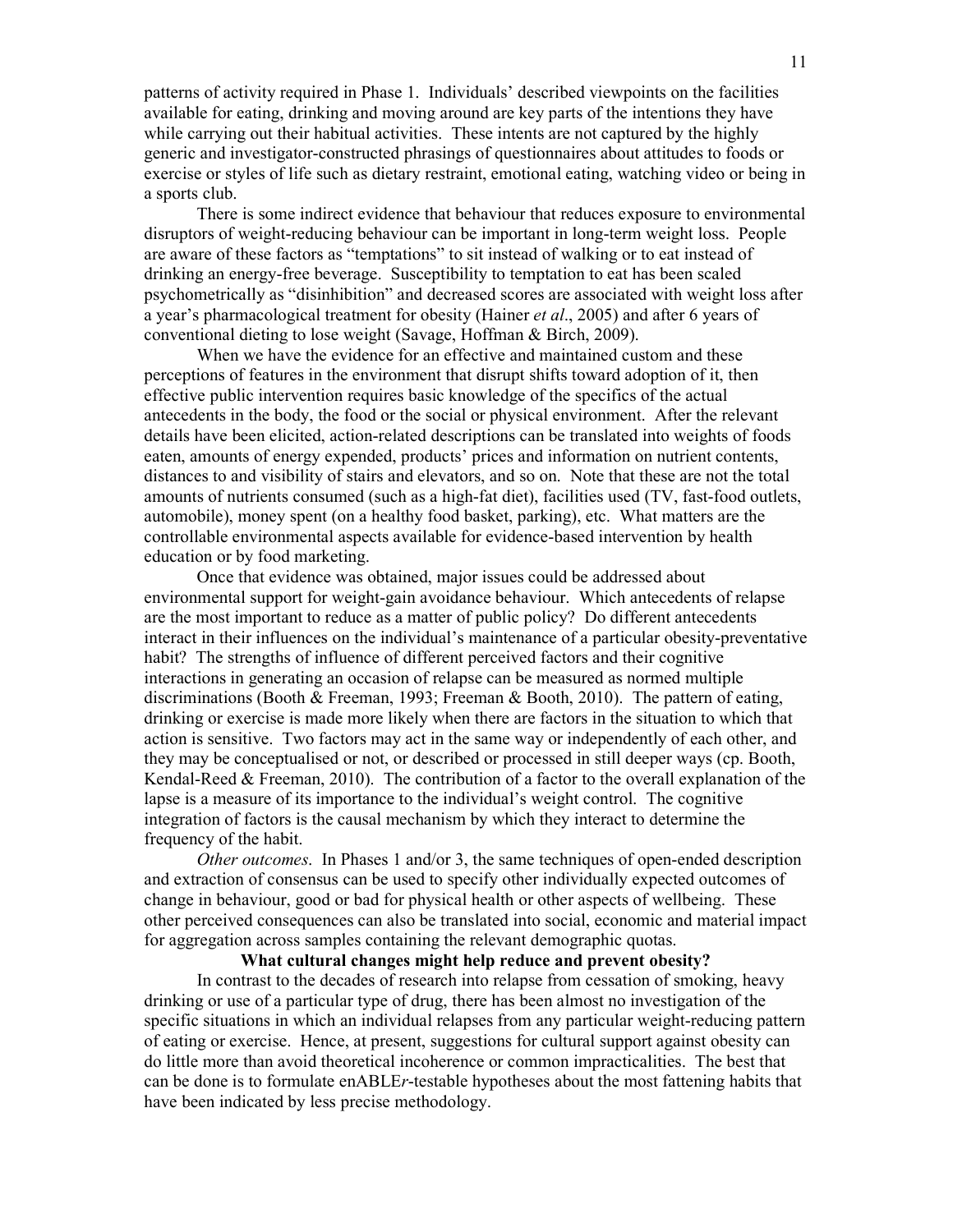patterns of activity required in Phase 1. Individuals' described viewpoints on the facilities available for eating, drinking and moving around are key parts of the intentions they have while carrying out their habitual activities. These intents are not captured by the highly generic and investigator-constructed phrasings of questionnaires about attitudes to foods or exercise or styles of life such as dietary restraint, emotional eating, watching video or being in a sports club.

There is some indirect evidence that behaviour that reduces exposure to environmental disruptors of weight-reducing behaviour can be important in long-term weight loss. People are aware of these factors as "temptations" to sit instead of walking or to eat instead of drinking an energy-free beverage. Susceptibility to temptation to eat has been scaled psychometrically as "disinhibition" and decreased scores are associated with weight loss after a year's pharmacological treatment for obesity (Hainer *et al*., 2005) and after 6 years of conventional dieting to lose weight (Savage, Hoffman & Birch, 2009).

When we have the evidence for an effective and maintained custom and these perceptions of features in the environment that disrupt shifts toward adoption of it, then effective public intervention requires basic knowledge of the specifics of the actual antecedents in the body, the food or the social or physical environment. After the relevant details have been elicited, action-related descriptions can be translated into weights of foods eaten, amounts of energy expended, products' prices and information on nutrient contents, distances to and visibility of stairs and elevators, and so on. Note that these are not the total amounts of nutrients consumed (such as a high-fat diet), facilities used (TV, fast-food outlets, automobile), money spent (on a healthy food basket, parking), etc. What matters are the controllable environmental aspects available for evidence-based intervention by health education or by food marketing.

Once that evidence was obtained, major issues could be addressed about environmental support for weight-gain avoidance behaviour. Which antecedents of relapse are the most important to reduce as a matter of public policy? Do different antecedents interact in their influences on the individual's maintenance of a particular obesity-preventative habit? The strengths of influence of different perceived factors and their cognitive interactions in generating an occasion of relapse can be measured as normed multiple discriminations (Booth & Freeman, 1993; Freeman & Booth, 2010). The pattern of eating, drinking or exercise is made more likely when there are factors in the situation to which that action is sensitive. Two factors may act in the same way or independently of each other, and they may be conceptualised or not, or described or processed in still deeper ways (cp. Booth, Kendal-Reed & Freeman, 2010). The contribution of a factor to the overall explanation of the lapse is a measure of its importance to the individual's weight control. The cognitive integration of factors is the causal mechanism by which they interact to determine the frequency of the habit.

*Other outcomes*. In Phases 1 and/or 3, the same techniques of open-ended description and extraction of consensus can be used to specify other individually expected outcomes of change in behaviour, good or bad for physical health or other aspects of wellbeing. These other perceived consequences can also be translated into social, economic and material impact for aggregation across samples containing the relevant demographic quotas.

## What cultural changes might help reduce and prevent obesity?

In contrast to the decades of research into relapse from cessation of smoking, heavy drinking or use of a particular type of drug, there has been almost no investigation of the specific situations in which an individual relapses from any particular weight-reducing pattern of eating or exercise. Hence, at present, suggestions for cultural support against obesity can do little more than avoid theoretical incoherence or common impracticalities. The best that can be done is to formulate enABLE*r*-testable hypotheses about the most fattening habits that have been indicated by less precise methodology.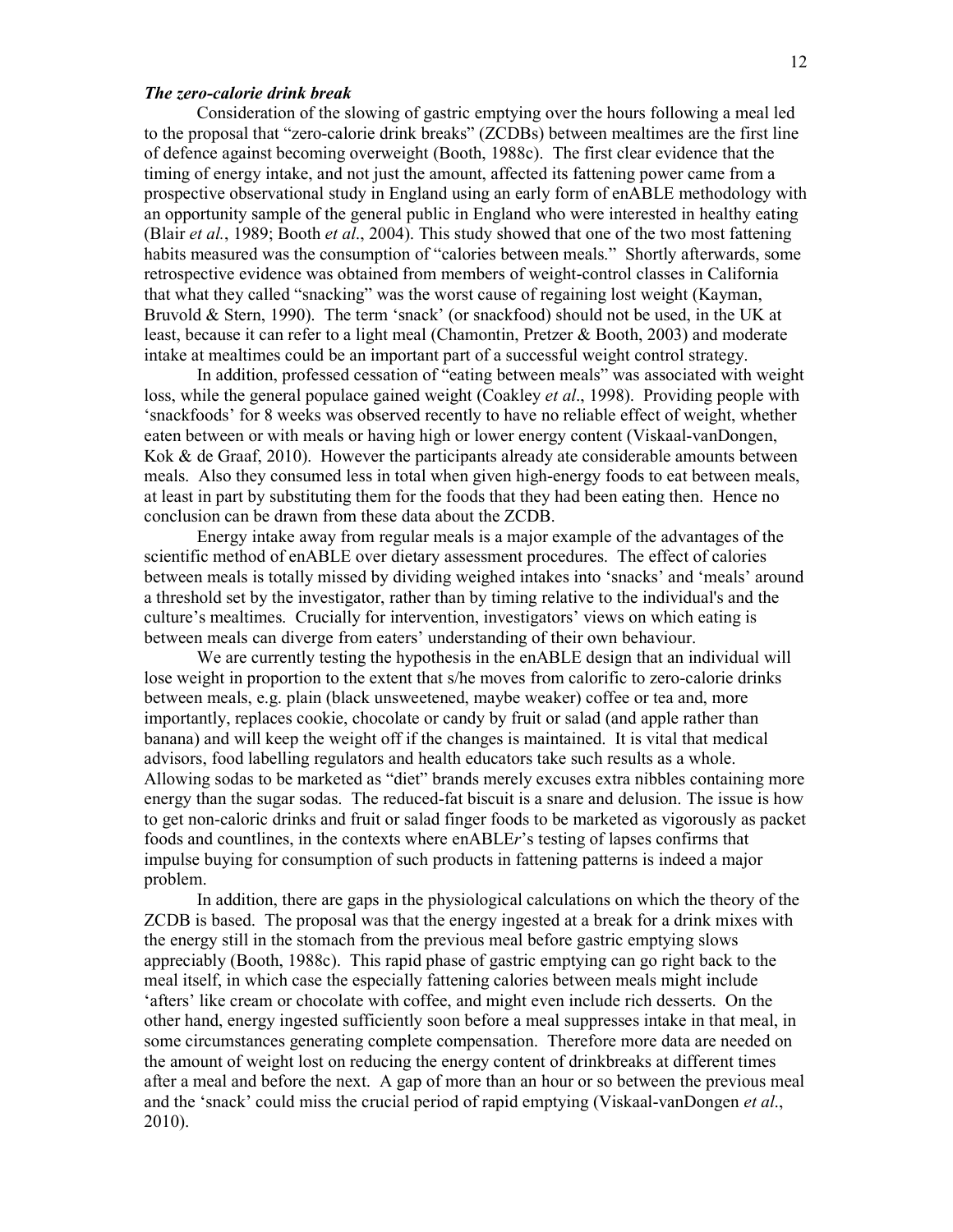***The zero-calorie drink break***

Consideration of the slowing of gastric emptying over the hours following a meal led to the proposal that "zero-calorie drink breaks" (ZCDBs) between mealtimes are the first line of defence against becoming overweight (Booth, 1988c). The first clear evidence that the timing of energy intake, and not just the amount, affected its fattening power came from a prospective observational study in England using an early form of enABLE methodology with an opportunity sample of the general public in England who were interested in healthy eating (Blair *et al.*, 1989; Booth *et al*., 2004). This study showed that one of the two most fattening habits measured was the consumption of "calories between meals." Shortly afterwards, some retrospective evidence was obtained from members of weight-control classes in California that what they called "snacking" was the worst cause of regaining lost weight (Kayman, Bruvold & Stern, 1990). The term 'snack' (or snackfood) should not be used, in the UK at least, because it can refer to a light meal (Chamontin, Pretzer & Booth, 2003) and moderate intake at mealtimes could be an important part of a successful weight control strategy.

In addition, professed cessation of "eating between meals" was associated with weight loss, while the general populace gained weight (Coakley *et al*., 1998). Providing people with 'snackfoods' for 8 weeks was observed recently to have no reliable effect of weight, whether eaten between or with meals or having high or lower energy content (Viskaal-vanDongen, Kok & de Graaf, 2010). However the participants already ate considerable amounts between meals. Also they consumed less in total when given high-energy foods to eat between meals, at least in part by substituting them for the foods that they had been eating then. Hence no conclusion can be drawn from these data about the ZCDB.

Energy intake away from regular meals is a major example of the advantages of the scientific method of enABLE over dietary assessment procedures. The effect of calories between meals is totally missed by dividing weighed intakes into 'snacks' and 'meals' around a threshold set by the investigator, rather than by timing relative to the individual's and the culture's mealtimes. Crucially for intervention, investigators' views on which eating is between meals can diverge from eaters' understanding of their own behaviour.

We are currently testing the hypothesis in the enABLE design that an individual will lose weight in proportion to the extent that s/he moves from calorific to zero-calorie drinks between meals, e.g. plain (black unsweetened, maybe weaker) coffee or tea and, more importantly, replaces cookie, chocolate or candy by fruit or salad (and apple rather than banana) and will keep the weight off if the changes is maintained. It is vital that medical advisors, food labelling regulators and health educators take such results as a whole. Allowing sodas to be marketed as "diet" brands merely excuses extra nibbles containing more energy than the sugar sodas. The reduced-fat biscuit is a snare and delusion. The issue is how to get non-caloric drinks and fruit or salad finger foods to be marketed as vigorously as packet foods and countlines, in the contexts where enABLE*r*'s testing of lapses confirms that impulse buying for consumption of such products in fattening patterns is indeed a major problem.

In addition, there are gaps in the physiological calculations on which the theory of the ZCDB is based. The proposal was that the energy ingested at a break for a drink mixes with the energy still in the stomach from the previous meal before gastric emptying slows appreciably (Booth, 1988c). This rapid phase of gastric emptying can go right back to the meal itself, in which case the especially fattening calories between meals might include 'afters' like cream or chocolate with coffee, and might even include rich desserts. On the other hand, energy ingested sufficiently soon before a meal suppresses intake in that meal, in some circumstances generating complete compensation. Therefore more data are needed on the amount of weight lost on reducing the energy content of drinkbreaks at different times after a meal and before the next. A gap of more than an hour or so between the previous meal and the 'snack' could miss the crucial period of rapid emptying (Viskaal-vanDongen *et al*., 2010).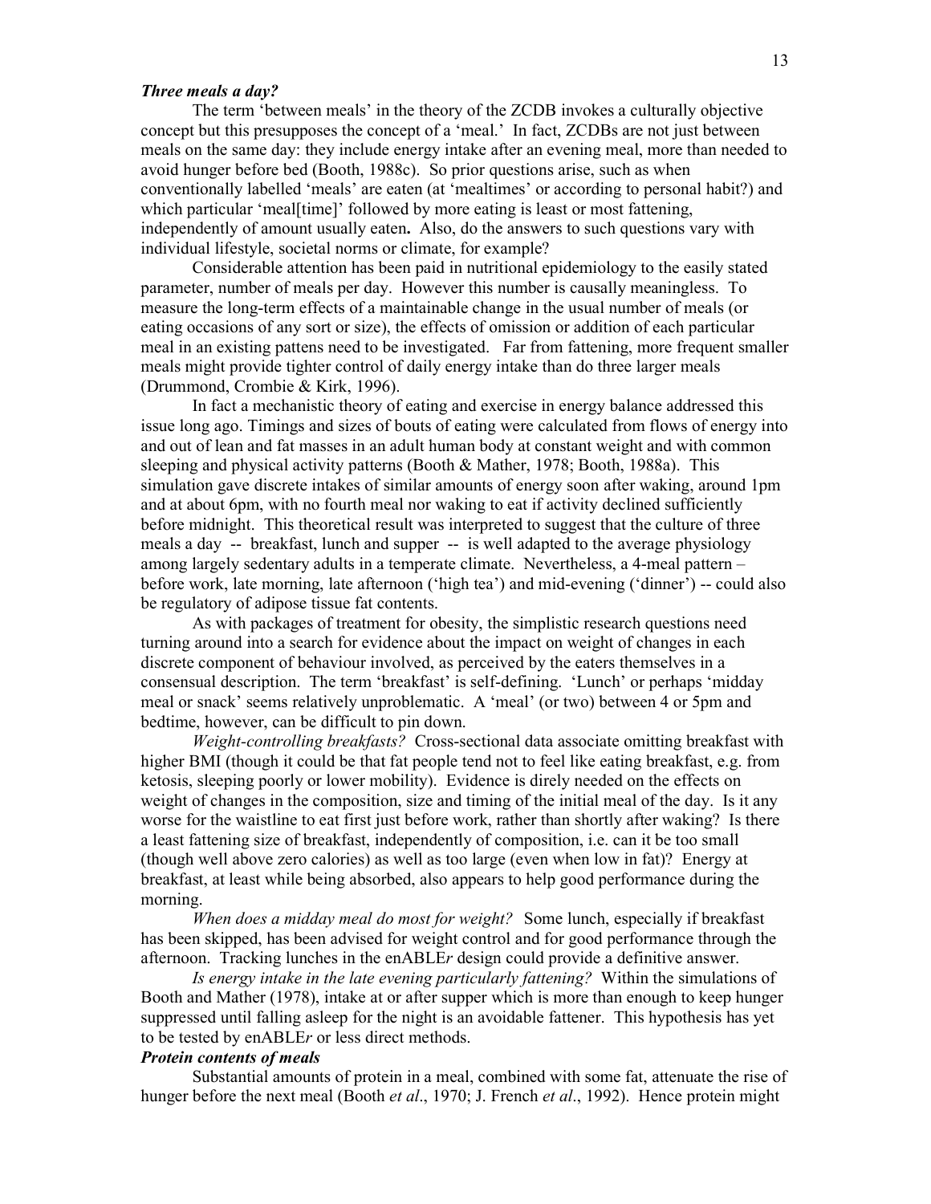### *Three meals a day?*

The term 'between meals' in the theory of the ZCDB invokes a culturally objective concept but this presupposes the concept of a 'meal.' In fact, ZCDBs are not just between meals on the same day: they include energy intake after an evening meal, more than needed to avoid hunger before bed (Booth, 1988c). So prior questions arise, such as when conventionally labelled 'meals' are eaten (at 'mealtimes' or according to personal habit?) and which particular 'meal[time]' followed by more eating is least or most fattening, independently of amount usually eaten**.** Also, do the answers to such questions vary with individual lifestyle, societal norms or climate, for example?

Considerable attention has been paid in nutritional epidemiology to the easily stated parameter, number of meals per day. However this number is causally meaningless. To measure the long-term effects of a maintainable change in the usual number of meals (or eating occasions of any sort or size), the effects of omission or addition of each particular meal in an existing pattens need to be investigated. Far from fattening, more frequent smaller meals might provide tighter control of daily energy intake than do three larger meals (Drummond, Crombie & Kirk, 1996).

In fact a mechanistic theory of eating and exercise in energy balance addressed this issue long ago. Timings and sizes of bouts of eating were calculated from flows of energy into and out of lean and fat masses in an adult human body at constant weight and with common sleeping and physical activity patterns (Booth & Mather, 1978; Booth, 1988a). This simulation gave discrete intakes of similar amounts of energy soon after waking, around 1pm and at about 6pm, with no fourth meal nor waking to eat if activity declined sufficiently before midnight. This theoretical result was interpreted to suggest that the culture of three meals a day -- breakfast, lunch and supper -- is well adapted to the average physiology among largely sedentary adults in a temperate climate. Nevertheless, a 4-meal pattern – before work, late morning, late afternoon ('high tea') and mid-evening ('dinner') -- could also be regulatory of adipose tissue fat contents.

As with packages of treatment for obesity, the simplistic research questions need turning around into a search for evidence about the impact on weight of changes in each discrete component of behaviour involved, as perceived by the eaters themselves in a consensual description. The term 'breakfast' is self-defining. 'Lunch' or perhaps 'midday meal or snack' seems relatively unproblematic. A 'meal' (or two) between 4 or 5pm and bedtime, however, can be difficult to pin down.

*Weight-controlling breakfasts?* Cross-sectional data associate omitting breakfast with higher BMI (though it could be that fat people tend not to feel like eating breakfast, e.g. from ketosis, sleeping poorly or lower mobility). Evidence is direly needed on the effects on weight of changes in the composition, size and timing of the initial meal of the day. Is it any worse for the waistline to eat first just before work, rather than shortly after waking? Is there a least fattening size of breakfast, independently of composition, i.e. can it be too small (though well above zero calories) as well as too large (even when low in fat)? Energy at breakfast, at least while being absorbed, also appears to help good performance during the morning.

*When does a midday meal do most for weight?* Some lunch, especially if breakfast has been skipped, has been advised for weight control and for good performance through the afternoon. Tracking lunches in the enABLE*r* design could provide a definitive answer.

*Is energy intake in the late evening particularly fattening?* Within the simulations of Booth and Mather (1978), intake at or after supper which is more than enough to keep hunger suppressed until falling asleep for the night is an avoidable fattener. This hypothesis has yet to be tested by enABLE*r* or less direct methods.

### *Protein contents of meals*

Substantial amounts of protein in a meal, combined with some fat, attenuate the rise of hunger before the next meal (Booth *et al*., 1970; J. French *et al*., 1992). Hence protein might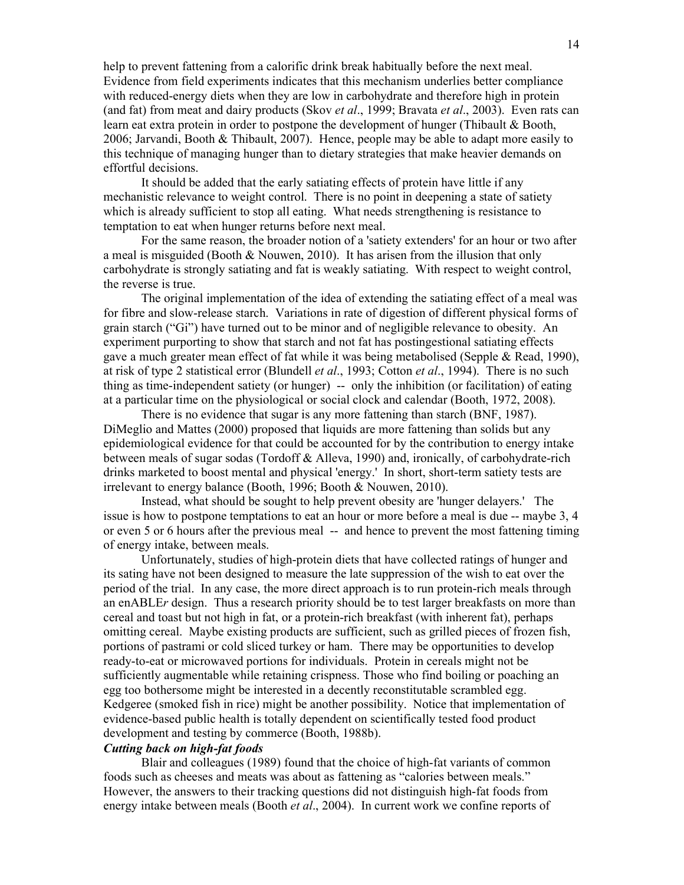help to prevent fattening from a calorific drink break habitually before the next meal. Evidence from field experiments indicates that this mechanism underlies better compliance with reduced-energy diets when they are low in carbohydrate and therefore high in protein (and fat) from meat and dairy products (Skov *et al*., 1999; Bravata *et al*., 2003). Even rats can learn eat extra protein in order to postpone the development of hunger (Thibault & Booth, 2006; Jarvandi, Booth & Thibault, 2007). Hence, people may be able to adapt more easily to this technique of managing hunger than to dietary strategies that make heavier demands on effortful decisions.

It should be added that the early satiating effects of protein have little if any mechanistic relevance to weight control. There is no point in deepening a state of satiety which is already sufficient to stop all eating. What needs strengthening is resistance to temptation to eat when hunger returns before next meal.

For the same reason, the broader notion of a 'satiety extenders' for an hour or two after a meal is misguided (Booth & Nouwen, 2010). It has arisen from the illusion that only carbohydrate is strongly satiating and fat is weakly satiating. With respect to weight control, the reverse is true.

The original implementation of the idea of extending the satiating effect of a meal was for fibre and slow-release starch. Variations in rate of digestion of different physical forms of grain starch ("Gi") have turned out to be minor and of negligible relevance to obesity. An experiment purporting to show that starch and not fat has postingestional satiating effects gave a much greater mean effect of fat while it was being metabolised (Sepple & Read, 1990), at risk of type 2 statistical error (Blundell *et al*., 1993; Cotton *et al*., 1994). There is no such thing as time-independent satiety (or hunger) -- only the inhibition (or facilitation) of eating at a particular time on the physiological or social clock and calendar (Booth, 1972, 2008).

There is no evidence that sugar is any more fattening than starch (BNF, 1987). DiMeglio and Mattes (2000) proposed that liquids are more fattening than solids but any epidemiological evidence for that could be accounted for by the contribution to energy intake between meals of sugar sodas (Tordoff & Alleva, 1990) and, ironically, of carbohydrate-rich drinks marketed to boost mental and physical 'energy.' In short, short-term satiety tests are irrelevant to energy balance (Booth, 1996; Booth & Nouwen, 2010).

Instead, what should be sought to help prevent obesity are 'hunger delayers.' The issue is how to postpone temptations to eat an hour or more before a meal is due -- maybe 3, 4 or even 5 or 6 hours after the previous meal -- and hence to prevent the most fattening timing of energy intake, between meals.

Unfortunately, studies of high-protein diets that have collected ratings of hunger and its sating have not been designed to measure the late suppression of the wish to eat over the period of the trial. In any case, the more direct approach is to run protein-rich meals through an enABLE*r* design. Thus a research priority should be to test larger breakfasts on more than cereal and toast but not high in fat, or a protein-rich breakfast (with inherent fat), perhaps omitting cereal. Maybe existing products are sufficient, such as grilled pieces of frozen fish, portions of pastrami or cold sliced turkey or ham. There may be opportunities to develop ready-to-eat or microwaved portions for individuals. Protein in cereals might not be sufficiently augmentable while retaining crispness. Those who find boiling or poaching an egg too bothersome might be interested in a decently reconstitutable scrambled egg. Kedgeree (smoked fish in rice) might be another possibility. Notice that implementation of evidence-based public health is totally dependent on scientifically tested food product development and testing by commerce (Booth, 1988b).

***Cutting back on high-fat foods***

Blair and colleagues (1989) found that the choice of high-fat variants of common foods such as cheeses and meats was about as fattening as "calories between meals." However, the answers to their tracking questions did not distinguish high-fat foods from energy intake between meals (Booth *et al*., 2004). In current work we confine reports of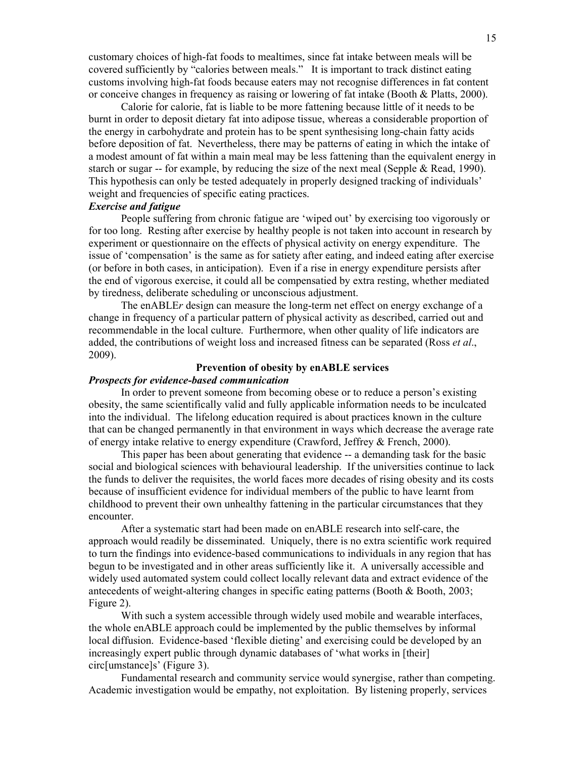customary choices of high-fat foods to mealtimes, since fat intake between meals will be covered sufficiently by "calories between meals." It is important to track distinct eating customs involving high-fat foods because eaters may not recognise differences in fat content or conceive changes in frequency as raising or lowering of fat intake (Booth & Platts, 2000).

Calorie for calorie, fat is liable to be more fattening because little of it needs to be burnt in order to deposit dietary fat into adipose tissue, whereas a considerable proportion of the energy in carbohydrate and protein has to be spent synthesising long-chain fatty acids before deposition of fat. Nevertheless, there may be patterns of eating in which the intake of a modest amount of fat within a main meal may be less fattening than the equivalent energy in starch or sugar -- for example, by reducing the size of the next meal (Sepple & Read, 1990). This hypothesis can only be tested adequately in properly designed tracking of individuals' weight and frequencies of specific eating practices.

***Exercise and fatigue***

People suffering from chronic fatigue are 'wiped out' by exercising too vigorously or for too long. Resting after exercise by healthy people is not taken into account in research by experiment or questionnaire on the effects of physical activity on energy expenditure. The issue of 'compensation' is the same as for satiety after eating, and indeed eating after exercise (or before in both cases, in anticipation). Even if a rise in energy expenditure persists after the end of vigorous exercise, it could all be compensatied by extra resting, whether mediated by tiredness, deliberate scheduling or unconscious adjustment.

The enABLE*r* design can measure the long-term net effect on energy exchange of a change in frequency of a particular pattern of physical activity as described, carried out and recommendable in the local culture. Furthermore, when other quality of life indicators are added, the contributions of weight loss and increased fitness can be separated (Ross *et al*., 2009).

## Prevention of obesity by enABLE services

***Prospects for evidence-based communication***

In order to prevent someone from becoming obese or to reduce a person's existing obesity, the same scientifically valid and fully applicable information needs to be inculcated into the individual. The lifelong education required is about practices known in the culture that can be changed permanently in that environment in ways which decrease the average rate of energy intake relative to energy expenditure (Crawford, Jeffrey & French, 2000).

This paper has been about generating that evidence -- a demanding task for the basic social and biological sciences with behavioural leadership. If the universities continue to lack the funds to deliver the requisites, the world faces more decades of rising obesity and its costs because of insufficient evidence for individual members of the public to have learnt from childhood to prevent their own unhealthy fattening in the particular circumstances that they encounter.

After a systematic start had been made on enABLE research into self-care, the approach would readily be disseminated. Uniquely, there is no extra scientific work required to turn the findings into evidence-based communications to individuals in any region that has begun to be investigated and in other areas sufficiently like it. A universally accessible and widely used automated system could collect locally relevant data and extract evidence of the antecedents of weight-altering changes in specific eating patterns (Booth & Booth, 2003; Figure 2).

With such a system accessible through widely used mobile and wearable interfaces, the whole enABLE approach could be implemented by the public themselves by informal local diffusion. Evidence-based 'flexible dieting' and exercising could be developed by an increasingly expert public through dynamic databases of 'what works in [their] circ[umstance]s' (Figure 3).

Fundamental research and community service would synergise, rather than competing. Academic investigation would be empathy, not exploitation. By listening properly, services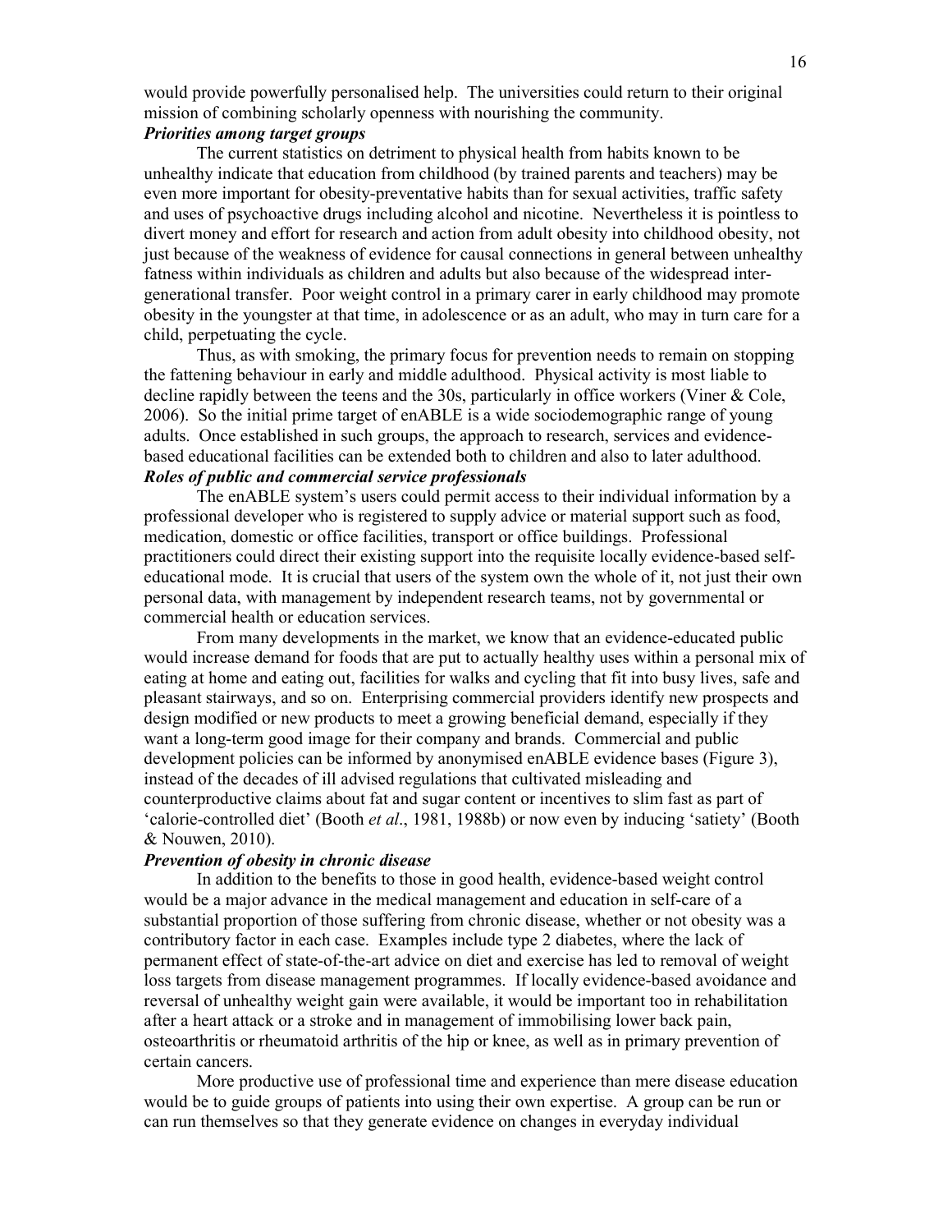would provide powerfully personalised help. The universities could return to their original mission of combining scholarly openness with nourishing the community.

***Priorities among target groups***

The current statistics on detriment to physical health from habits known to be unhealthy indicate that education from childhood (by trained parents and teachers) may be even more important for obesity-preventative habits than for sexual activities, traffic safety and uses of psychoactive drugs including alcohol and nicotine. Nevertheless it is pointless to divert money and effort for research and action from adult obesity into childhood obesity, not just because of the weakness of evidence for causal connections in general between unhealthy fatness within individuals as children and adults but also because of the widespread inter-generational transfer. Poor weight control in a primary carer in early childhood may promote obesity in the youngster at that time, in adolescence or as an adult, who may in turn care for a child, perpetuating the cycle.

Thus, as with smoking, the primary focus for prevention needs to remain on stopping the fattening behaviour in early and middle adulthood. Physical activity is most liable to decline rapidly between the teens and the 30s, particularly in office workers (Viner & Cole, 2006). So the initial prime target of enABLE is a wide sociodemographic range of young adults. Once established in such groups, the approach to research, services and evidence-based educational facilities can be extended both to children and also to later adulthood.

***Roles of public and commercial service professionals***

The enABLE system's users could permit access to their individual information by a professional developer who is registered to supply advice or material support such as food, medication, domestic or office facilities, transport or office buildings. Professional practitioners could direct their existing support into the requisite locally evidence-based self-educational mode. It is crucial that users of the system own the whole of it, not just their own personal data, with management by independent research teams, not by governmental or commercial health or education services.

From many developments in the market, we know that an evidence-educated public would increase demand for foods that are put to actually healthy uses within a personal mix of eating at home and eating out, facilities for walks and cycling that fit into busy lives, safe and pleasant stairways, and so on. Enterprising commercial providers identify new prospects and design modified or new products to meet a growing beneficial demand, especially if they want a long-term good image for their company and brands. Commercial and public development policies can be informed by anonymised enABLE evidence bases (Figure 3), instead of the decades of ill advised regulations that cultivated misleading and counterproductive claims about fat and sugar content or incentives to slim fast as part of 'calorie-controlled diet' (Booth *et al*., 1981, 1988b) or now even by inducing 'satiety' (Booth & Nouwen, 2010).

***Prevention of obesity in chronic disease***

In addition to the benefits to those in good health, evidence-based weight control would be a major advance in the medical management and education in self-care of a substantial proportion of those suffering from chronic disease, whether or not obesity was a contributory factor in each case. Examples include type 2 diabetes, where the lack of permanent effect of state-of-the-art advice on diet and exercise has led to removal of weight loss targets from disease management programmes. If locally evidence-based avoidance and reversal of unhealthy weight gain were available, it would be important too in rehabilitation after a heart attack or a stroke and in management of immobilising lower back pain, osteoarthritis or rheumatoid arthritis of the hip or knee, as well as in primary prevention of certain cancers.

More productive use of professional time and experience than mere disease education would be to guide groups of patients into using their own expertise. A group can be run or can run themselves so that they generate evidence on changes in everyday individual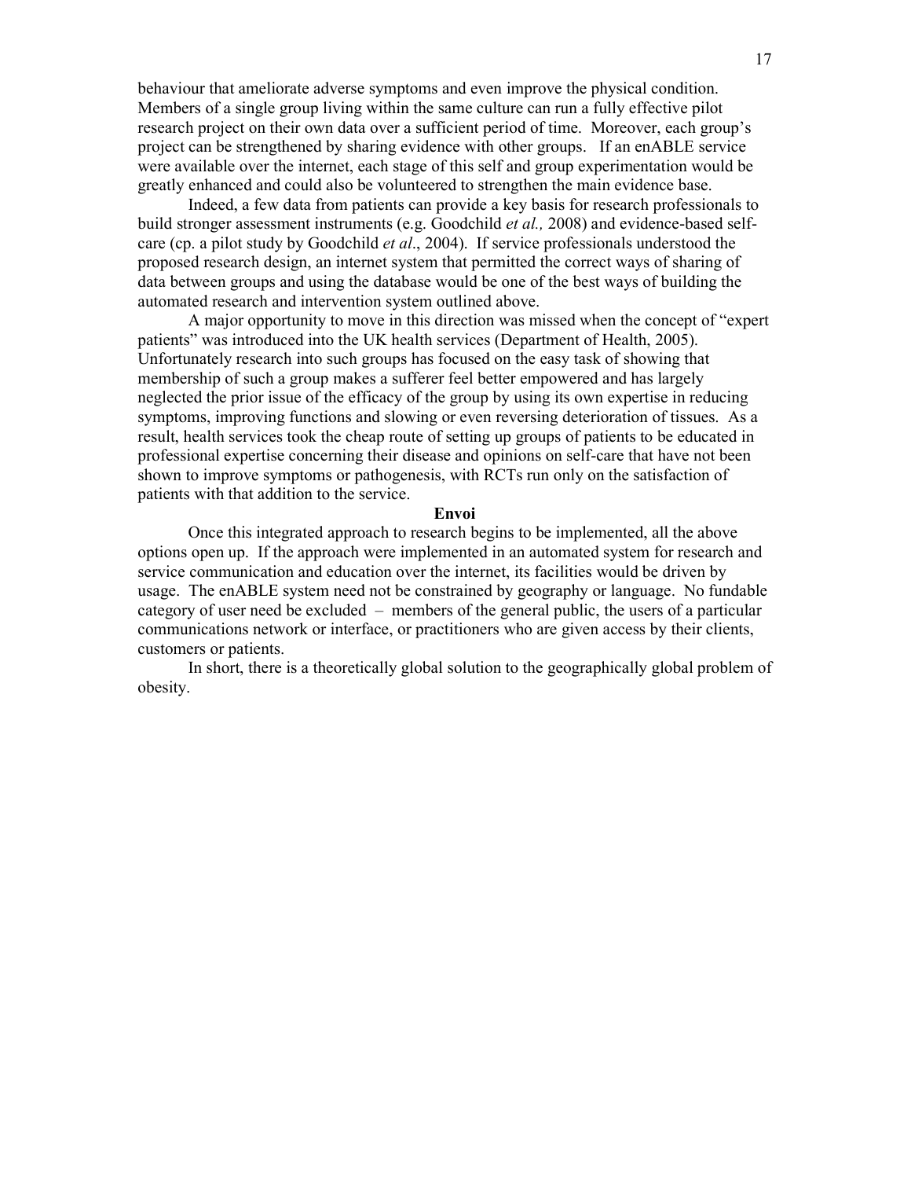behaviour that ameliorate adverse symptoms and even improve the physical condition. Members of a single group living within the same culture can run a fully effective pilot research project on their own data over a sufficient period of time. Moreover, each group's project can be strengthened by sharing evidence with other groups. If an enABLE service were available over the internet, each stage of this self and group experimentation would be greatly enhanced and could also be volunteered to strengthen the main evidence base.

Indeed, a few data from patients can provide a key basis for research professionals to build stronger assessment instruments (e.g. Goodchild *et al.,* 2008) and evidence-based self-care (cp. a pilot study by Goodchild *et al*., 2004). If service professionals understood the proposed research design, an internet system that permitted the correct ways of sharing of data between groups and using the database would be one of the best ways of building the automated research and intervention system outlined above.

A major opportunity to move in this direction was missed when the concept of "expert patients" was introduced into the UK health services (Department of Health, 2005). Unfortunately research into such groups has focused on the easy task of showing that membership of such a group makes a sufferer feel better empowered and has largely neglected the prior issue of the efficacy of the group by using its own expertise in reducing symptoms, improving functions and slowing or even reversing deterioration of tissues. As a result, health services took the cheap route of setting up groups of patients to be educated in professional expertise concerning their disease and opinions on self-care that have not been shown to improve symptoms or pathogenesis, with RCTs run only on the satisfaction of patients with that addition to the service.

**Envoi**

Once this integrated approach to research begins to be implemented, all the above options open up. If the approach were implemented in an automated system for research and service communication and education over the internet, its facilities would be driven by usage. The enABLE system need not be constrained by geography or language. No fundable category of user need be excluded – members of the general public, the users of a particular communications network or interface, or practitioners who are given access by their clients, customers or patients.

In short, there is a theoretically global solution to the geographically global problem of obesity.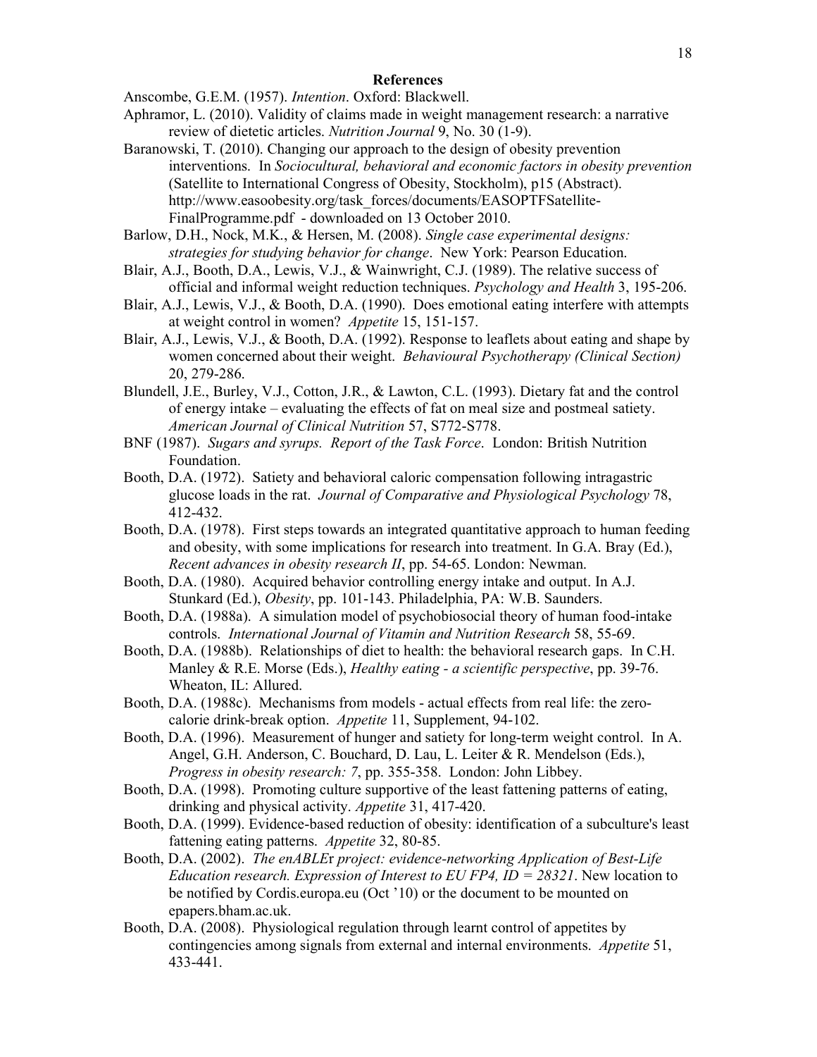**References**

Anscombe, G.E.M. (1957). *Intention*. Oxford: Blackwell.

Aphramor, L. (2010). Validity of claims made in weight management research: a narrative review of dietetic articles. *Nutrition Journal* 9, No. 30 (1-9).

Baranowski, T. (2010). Changing our approach to the design of obesity prevention interventions. In *Sociocultural, behavioral and economic factors in obesity prevention* (Satellite to International Congress of Obesity, Stockholm), p15 (Abstract). http://www.easoobesity.org/task_forces/documents/EASOPTFSatellite-FinalProgramme.pdf - downloaded on 13 October 2010.

Barlow, D.H., Nock, M.K., & Hersen, M. (2008). *Single case experimental designs: strategies for studying behavior for change*. New York: Pearson Education.

Blair, A.J., Booth, D.A., Lewis, V.J., & Wainwright, C.J. (1989). The relative success of official and informal weight reduction techniques. *Psychology and Health* 3, 195-206.

Blair, A.J., Lewis, V.J., & Booth, D.A. (1990). Does emotional eating interfere with attempts at weight control in women? *Appetite* 15, 151-157.

Blair, A.J., Lewis, V.J., & Booth, D.A. (1992). Response to leaflets about eating and shape by women concerned about their weight. *Behavioural Psychotherapy (Clinical Section)* 20, 279-286.

Blundell, J.E., Burley, V.J., Cotton, J.R., & Lawton, C.L. (1993). Dietary fat and the control of energy intake – evaluating the effects of fat on meal size and postmeal satiety. *American Journal of Clinical Nutrition* 57, S772-S778.

BNF (1987). *Sugars and syrups. Report of the Task Force*. London: British Nutrition Foundation.

Booth, D.A. (1972). Satiety and behavioral caloric compensation following intragastric glucose loads in the rat. *Journal of Comparative and Physiological Psychology* 78, 412-432.

Booth, D.A. (1978). First steps towards an integrated quantitative approach to human feeding and obesity, with some implications for research into treatment. In G.A. Bray (Ed.), *Recent advances in obesity research II*, pp. 54-65. London: Newman.

Booth, D.A. (1980). Acquired behavior controlling energy intake and output. In A.J. Stunkard (Ed.), *Obesity*, pp. 101-143. Philadelphia, PA: W.B. Saunders.

Booth, D.A. (1988a). A simulation model of psychobiosocial theory of human food-intake controls. *International Journal of Vitamin and Nutrition Research* 58, 55-69.

Booth, D.A. (1988b). Relationships of diet to health: the behavioral research gaps. In C.H. Manley & R.E. Morse (Eds.), *Healthy eating - a scientific perspective*, pp. 39-76. Wheaton, IL: Allured.

Booth, D.A. (1988c). Mechanisms from models - actual effects from real life: the zero-calorie drink-break option. *Appetite* 11, Supplement, 94-102.

Booth, D.A. (1996). Measurement of hunger and satiety for long-term weight control. In A. Angel, G.H. Anderson, C. Bouchard, D. Lau, L. Leiter & R. Mendelson (Eds.), *Progress in obesity research: 7*, pp. 355-358. London: John Libbey.

Booth, D.A. (1998). Promoting culture supportive of the least fattening patterns of eating, drinking and physical activity. *Appetite* 31, 417-420.

Booth, D.A. (1999). Evidence-based reduction of obesity: identification of a subculture's least fattening eating patterns. *Appetite* 32, 80-85.

Booth, D.A. (2002). *The enABLEr project: evidence-networking Application of Best-Life Education research. Expression of Interest to EU FP4, ID = 28321*. New location to be notified by Cordis.europa.eu (Oct '10) or the document to be mounted on epapers.bham.ac.uk.

Booth, D.A. (2008). Physiological regulation through learnt control of appetites by contingencies among signals from external and internal environments. *Appetite* 51, 433-441.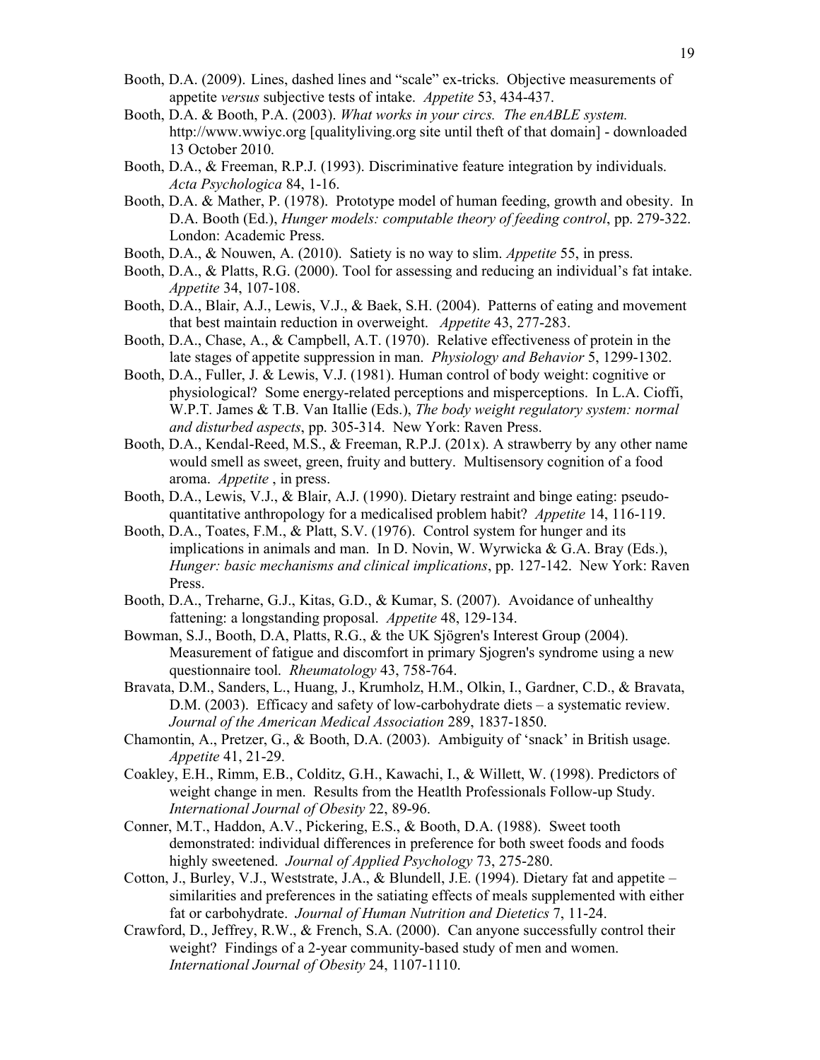Booth, D.A. (2009). Lines, dashed lines and "scale" ex-tricks. Objective measurements of appetite *versus* subjective tests of intake. *Appetite* 53, 434-437.

Booth, D.A. & Booth, P.A. (2003). *What works in your circs. The enABLE system.* http://www.wwiyc.org [qualityliving.org site until theft of that domain] - downloaded 13 October 2010.

Booth, D.A., & Freeman, R.P.J. (1993). Discriminative feature integration by individuals. *Acta Psychologica* 84, 1-16.

Booth, D.A. & Mather, P. (1978). Prototype model of human feeding, growth and obesity. In D.A. Booth (Ed.), *Hunger models: computable theory of feeding control*, pp. 279-322. London: Academic Press.

Booth, D.A., & Nouwen, A. (2010). Satiety is no way to slim. *Appetite* 55, in press.

Booth, D.A., & Platts, R.G. (2000). Tool for assessing and reducing an individual's fat intake. *Appetite* 34, 107-108.

Booth, D.A., Blair, A.J., Lewis, V.J., & Baek, S.H. (2004). Patterns of eating and movement that best maintain reduction in overweight. *Appetite* 43, 277-283.

Booth, D.A., Chase, A., & Campbell, A.T. (1970). Relative effectiveness of protein in the late stages of appetite suppression in man. *Physiology and Behavior* 5, 1299-1302.

Booth, D.A., Fuller, J. & Lewis, V.J. (1981). Human control of body weight: cognitive or physiological? Some energy-related perceptions and misperceptions. In L.A. Cioffi, W.P.T. James & T.B. Van Itallie (Eds.), *The body weight regulatory system: normal and disturbed aspects*, pp. 305-314. New York: Raven Press.

Booth, D.A., Kendal-Reed, M.S., & Freeman, R.P.J. (201x). A strawberry by any other name would smell as sweet, green, fruity and buttery. Multisensory cognition of a food aroma. *Appetite* , in press.

Booth, D.A., Lewis, V.J., & Blair, A.J. (1990). Dietary restraint and binge eating: pseudo-quantitative anthropology for a medicalised problem habit? *Appetite* 14, 116-119.

Booth, D.A., Toates, F.M., & Platt, S.V. (1976). Control system for hunger and its implications in animals and man. In D. Novin, W. Wyrwicka & G.A. Bray (Eds.), *Hunger: basic mechanisms and clinical implications*, pp. 127-142. New York: Raven Press.

Booth, D.A., Treharne, G.J., Kitas, G.D., & Kumar, S. (2007). Avoidance of unhealthy fattening: a longstanding proposal. *Appetite* 48, 129-134.

Bowman, S.J., Booth, D.A, Platts, R.G., & the UK Sjögren's Interest Group (2004). Measurement of fatigue and discomfort in primary Sjogren's syndrome using a new questionnaire tool. *Rheumatology* 43, 758-764.

Bravata, D.M., Sanders, L., Huang, J., Krumholz, H.M., Olkin, I., Gardner, C.D., & Bravata, D.M. (2003). Efficacy and safety of low-carbohydrate diets – a systematic review. *Journal of the American Medical Association* 289, 1837-1850.

Chamontin, A., Pretzer, G., & Booth, D.A. (2003). Ambiguity of 'snack' in British usage. *Appetite* 41, 21-29.

Coakley, E.H., Rimm, E.B., Colditz, G.H., Kawachi, I., & Willett, W. (1998). Predictors of weight change in men. Results from the Heatlth Professionals Follow-up Study. *International Journal of Obesity* 22, 89-96.

Conner, M.T., Haddon, A.V., Pickering, E.S., & Booth, D.A. (1988). Sweet tooth demonstrated: individual differences in preference for both sweet foods and foods highly sweetened. *Journal of Applied Psychology* 73, 275-280.

Cotton, J., Burley, V.J., Weststrate, J.A., & Blundell, J.E. (1994). Dietary fat and appetite – similarities and preferences in the satiating effects of meals supplemented with either fat or carbohydrate. *Journal of Human Nutrition and Dietetics* 7, 11-24.

Crawford, D., Jeffrey, R.W., & French, S.A. (2000). Can anyone successfully control their weight? Findings of a 2-year community-based study of men and women. *International Journal of Obesity* 24, 1107-1110.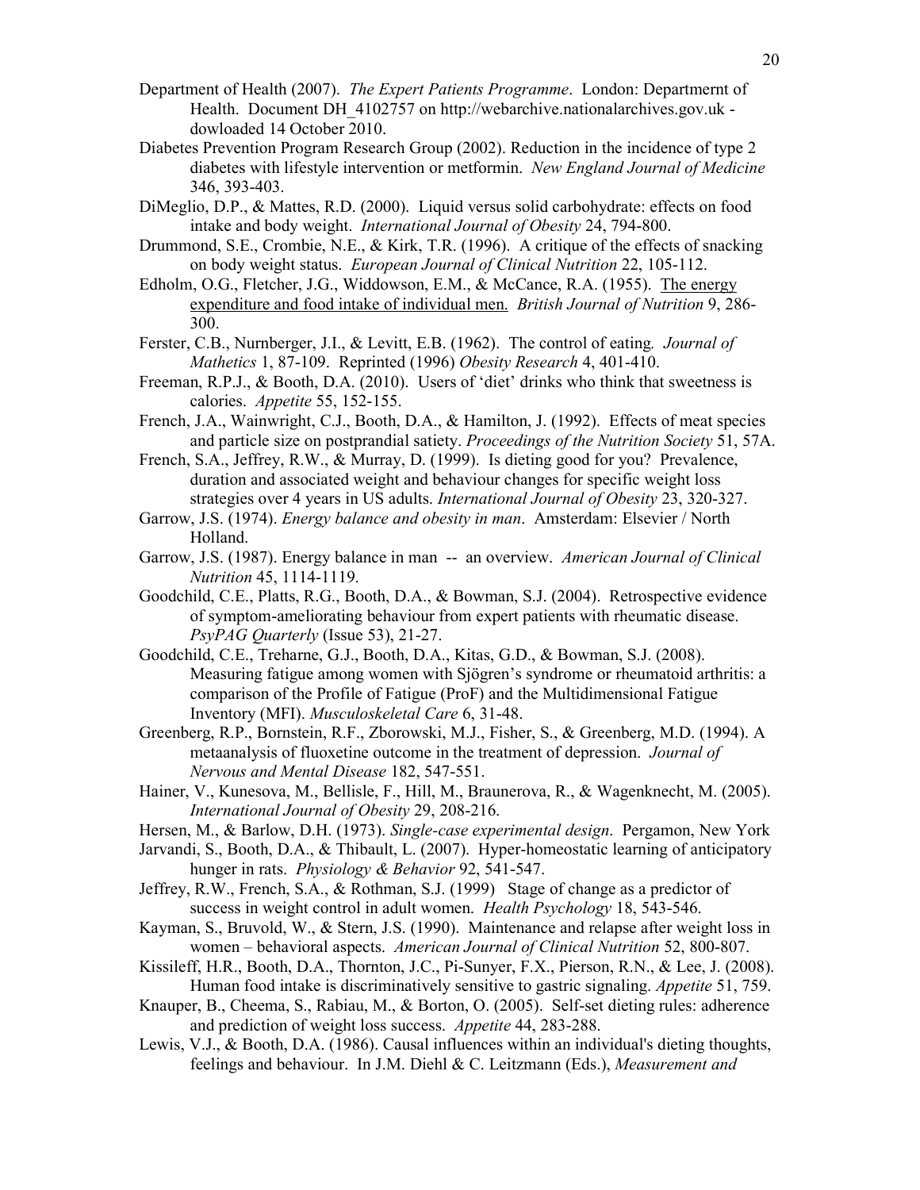Department of Health (2007). *The Expert Patients Programme*. London: Departmernt of Health. Document DH_4102757 on http://webarchive.nationalarchives.gov.uk - dowloaded 14 October 2010.

Diabetes Prevention Program Research Group (2002). Reduction in the incidence of type 2 diabetes with lifestyle intervention or metformin. *New England Journal of Medicine* 346, 393-403.

DiMeglio, D.P., & Mattes, R.D. (2000). Liquid versus solid carbohydrate: effects on food intake and body weight. *International Journal of Obesity* 24, 794-800.

Drummond, S.E., Crombie, N.E., & Kirk, T.R. (1996). A critique of the effects of snacking on body weight status. *European Journal of Clinical Nutrition* 22, 105-112.

Edholm, O.G., Fletcher, J.G., Widdowson, E.M., & McCance, R.A. (1955). The energy expenditure and food intake of individual men. *British Journal of Nutrition* 9, 286-300.

Ferster, C.B., Nurnberger, J.I., & Levitt, E.B. (1962). The control of eating. *Journal of Mathetics* 1, 87-109. Reprinted (1996) *Obesity Research* 4, 401-410.

Freeman, R.P.J., & Booth, D.A. (2010). Users of 'diet' drinks who think that sweetness is calories. *Appetite* 55, 152-155.

French, J.A., Wainwright, C.J., Booth, D.A., & Hamilton, J. (1992). Effects of meat species and particle size on postprandial satiety. *Proceedings of the Nutrition Society* 51, 57A.

French, S.A., Jeffrey, R.W., & Murray, D. (1999). Is dieting good for you? Prevalence, duration and associated weight and behaviour changes for specific weight loss strategies over 4 years in US adults. *International Journal of Obesity* 23, 320-327.

Garrow, J.S. (1974). *Energy balance and obesity in man*. Amsterdam: Elsevier / North Holland.

Garrow, J.S. (1987). Energy balance in man -- an overview. *American Journal of Clinical Nutrition* 45, 1114-1119.

Goodchild, C.E., Platts, R.G., Booth, D.A., & Bowman, S.J. (2004). Retrospective evidence of symptom-ameliorating behaviour from expert patients with rheumatic disease. *PsyPAG Quarterly* (Issue 53), 21-27.

Goodchild, C.E., Treharne, G.J., Booth, D.A., Kitas, G.D., & Bowman, S.J. (2008). Measuring fatigue among women with Sjögren's syndrome or rheumatoid arthritis: a comparison of the Profile of Fatigue (ProF) and the Multidimensional Fatigue Inventory (MFI). *Musculoskeletal Care* 6, 31-48.

Greenberg, R.P., Bornstein, R.F., Zborowski, M.J., Fisher, S., & Greenberg, M.D. (1994). A metaanalysis of fluoxetine outcome in the treatment of depression. *Journal of Nervous and Mental Disease* 182, 547-551.

Hainer, V., Kunesova, M., Bellisle, F., Hill, M., Braunerova, R., & Wagenknecht, M. (2005). *International Journal of Obesity* 29, 208-216.

Hersen, M., & Barlow, D.H. (1973). *Single-case experimental design*. Pergamon, New York

Jarvandi, S., Booth, D.A., & Thibault, L. (2007). Hyper-homeostatic learning of anticipatory hunger in rats. *Physiology & Behavior* 92, 541-547.

Jeffrey, R.W., French, S.A., & Rothman, S.J. (1999) Stage of change as a predictor of success in weight control in adult women. *Health Psychology* 18, 543-546.

Kayman, S., Bruvold, W., & Stern, J.S. (1990). Maintenance and relapse after weight loss in women – behavioral aspects. *American Journal of Clinical Nutrition* 52, 800-807.

Kissileff, H.R., Booth, D.A., Thornton, J.C., Pi-Sunyer, F.X., Pierson, R.N., & Lee, J. (2008). Human food intake is discriminatively sensitive to gastric signaling. *Appetite* 51, 759.

Knauper, B., Cheema, S., Rabiau, M., & Borton, O. (2005). Self-set dieting rules: adherence and prediction of weight loss success. *Appetite* 44, 283-288.

Lewis, V.J., & Booth, D.A. (1986). Causal influences within an individual's dieting thoughts, feelings and behaviour. In J.M. Diehl & C. Leitzmann (Eds.), *Measurement and*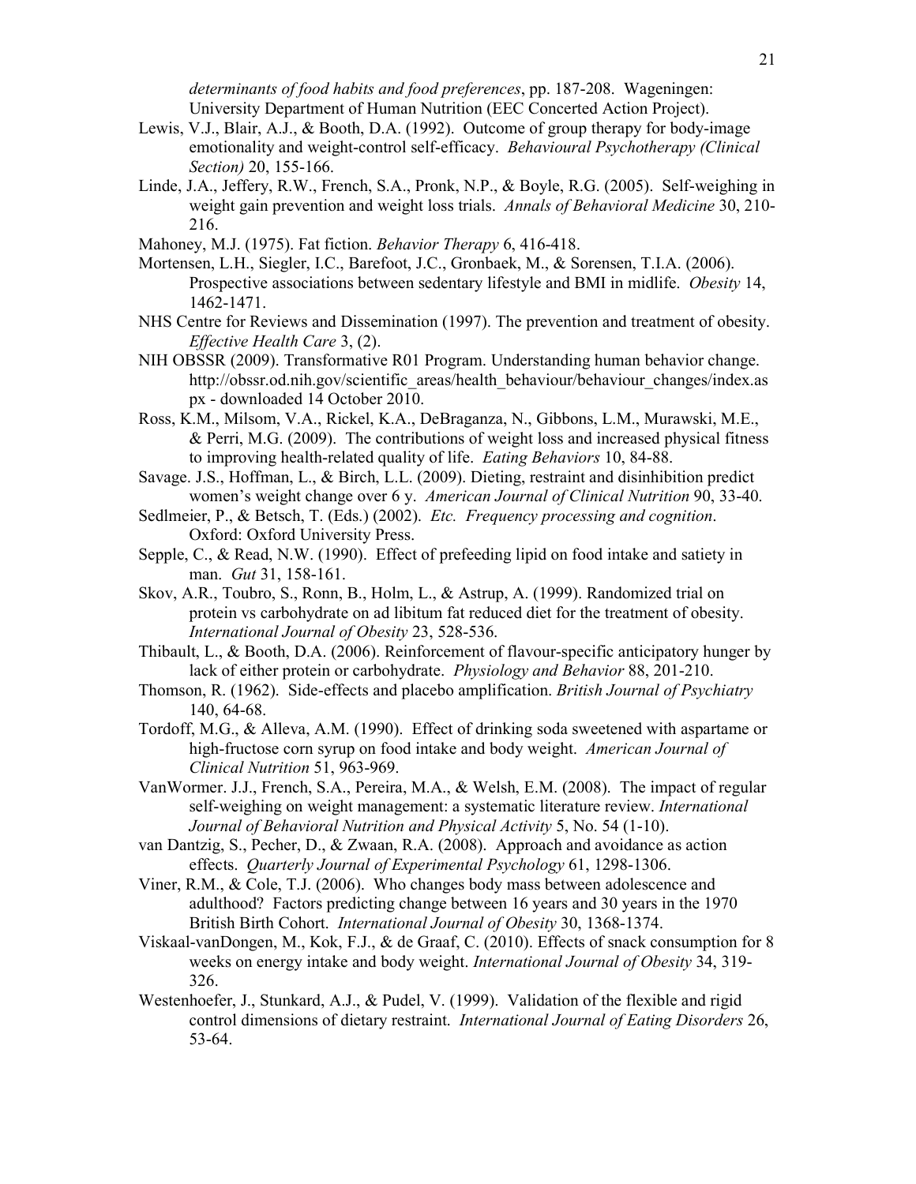*determinants of food habits and food preferences*, pp. 187-208. Wageningen: University Department of Human Nutrition (EEC Concerted Action Project).

Lewis, V.J., Blair, A.J., & Booth, D.A. (1992). Outcome of group therapy for body-image emotionality and weight-control self-efficacy. *Behavioural Psychotherapy (Clinical Section)* 20, 155-166.

Linde, J.A., Jeffery, R.W., French, S.A., Pronk, N.P., & Boyle, R.G. (2005). Self-weighing in weight gain prevention and weight loss trials. *Annals of Behavioral Medicine* 30, 210-216.

Mahoney, M.J. (1975). Fat fiction. *Behavior Therapy* 6, 416-418.

Mortensen, L.H., Siegler, I.C., Barefoot, J.C., Gronbaek, M., & Sorensen, T.I.A. (2006). Prospective associations between sedentary lifestyle and BMI in midlife. *Obesity* 14, 1462-1471.

NHS Centre for Reviews and Dissemination (1997). The prevention and treatment of obesity. *Effective Health Care* 3, (2).

NIH OBSSR (2009). Transformative R01 Program. Understanding human behavior change. http://obssr.od.nih.gov/scientific_areas/health_behaviour/behaviour_changes/index.aspx - downloaded 14 October 2010.

Ross, K.M., Milsom, V.A., Rickel, K.A., DeBraganza, N., Gibbons, L.M., Murawski, M.E., & Perri, M.G. (2009). The contributions of weight loss and increased physical fitness to improving health-related quality of life. *Eating Behaviors* 10, 84-88.

Savage. J.S., Hoffman, L., & Birch, L.L. (2009). Dieting, restraint and disinhibition predict women's weight change over 6 y. *American Journal of Clinical Nutrition* 90, 33-40.

Sedlmeier, P., & Betsch, T. (Eds.) (2002). *Etc. Frequency processing and cognition*. Oxford: Oxford University Press.

Sepple, C., & Read, N.W. (1990). Effect of prefeeding lipid on food intake and satiety in man. *Gut* 31, 158-161.

Skov, A.R., Toubro, S., Ronn, B., Holm, L., & Astrup, A. (1999). Randomized trial on protein vs carbohydrate on ad libitum fat reduced diet for the treatment of obesity. *International Journal of Obesity* 23, 528-536.

Thibault, L., & Booth, D.A. (2006). Reinforcement of flavour-specific anticipatory hunger by lack of either protein or carbohydrate. *Physiology and Behavior* 88, 201-210.

Thomson, R. (1962). Side-effects and placebo amplification. *British Journal of Psychiatry* 140, 64-68.

Tordoff, M.G., & Alleva, A.M. (1990). Effect of drinking soda sweetened with aspartame or high-fructose corn syrup on food intake and body weight. *American Journal of Clinical Nutrition* 51, 963-969.

VanWormer. J.J., French, S.A., Pereira, M.A., & Welsh, E.M. (2008). The impact of regular self-weighing on weight management: a systematic literature review. *International Journal of Behavioral Nutrition and Physical Activity* 5, No. 54 (1-10).

van Dantzig, S., Pecher, D., & Zwaan, R.A. (2008). Approach and avoidance as action effects. *Quarterly Journal of Experimental Psychology* 61, 1298-1306.

Viner, R.M., & Cole, T.J. (2006). Who changes body mass between adolescence and adulthood? Factors predicting change between 16 years and 30 years in the 1970 British Birth Cohort. *International Journal of Obesity* 30, 1368-1374.

Viskaal-vanDongen, M., Kok, F.J., & de Graaf, C. (2010). Effects of snack consumption for 8 weeks on energy intake and body weight. *International Journal of Obesity* 34, 319-326.

Westenhoefer, J., Stunkard, A.J., & Pudel, V. (1999). Validation of the flexible and rigid control dimensions of dietary restraint. *International Journal of Eating Disorders* 26, 53-64.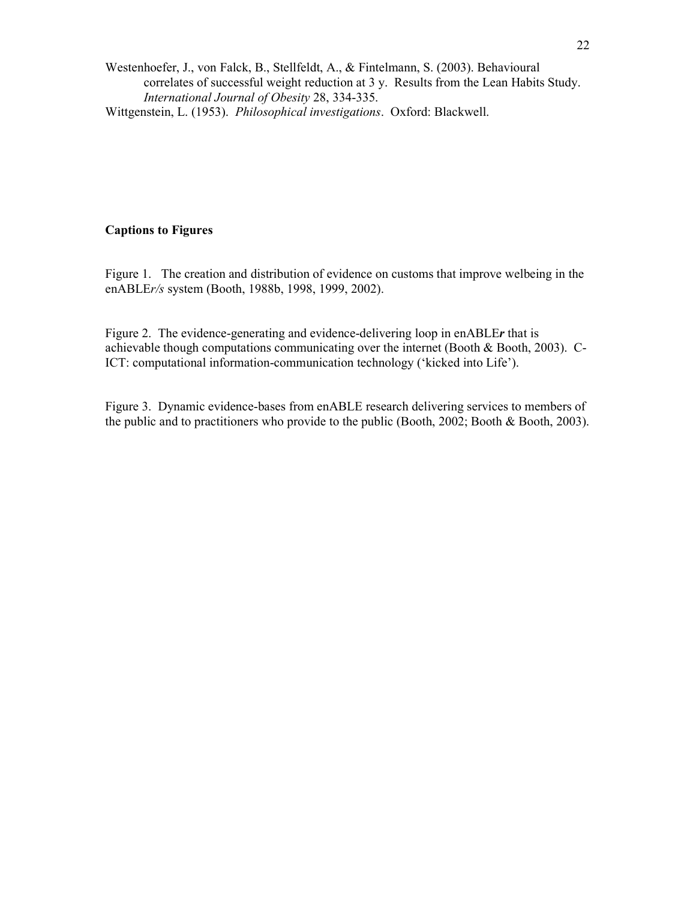Westenhoefer, J., von Falck, B., Stellfeldt, A., & Fintelmann, S. (2003). Behavioural correlates of successful weight reduction at 3 y. Results from the Lean Habits Study. *International Journal of Obesity* 28, 334-335.

Wittgenstein, L. (1953). *Philosophical investigations*. Oxford: Blackwell.

**Captions to Figures**

Figure 1. The creation and distribution of evidence on customs that improve welbeing in the enABLE*r/s* system (Booth, 1988b, 1998, 1999, 2002).

Figure 2. The evidence-generating and evidence-delivering loop in enABLE***r*** that is achievable though computations communicating over the internet (Booth & Booth, 2003). C-ICT: computational information-communication technology ('kicked into Life').

Figure 3. Dynamic evidence-bases from enABLE research delivering services to members of the public and to practitioners who provide to the public (Booth, 2002; Booth & Booth, 2003).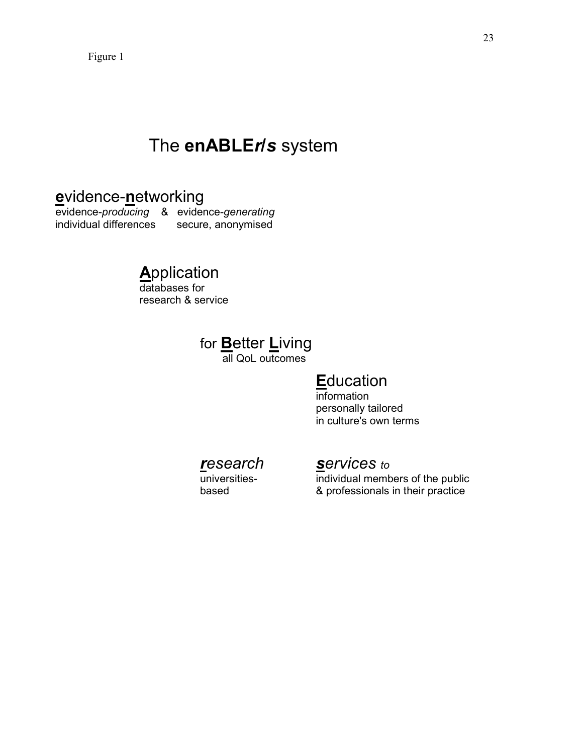Figure 1

# The **enABLE*r*/*s*** system

## **e**vidence-**n**etworking

evidence-*producing* & evidence-*generating*
individual differences secure, anonymised

## **A**pplication

databases for
research & service

## for **B**etter **L**iving

all QoL outcomes

## **E**ducation

information
personally tailored
in culture's own terms

## ***r***esearch

universities-
based

## ***s***ervices *to*

individual members of the public
& professionals in their practice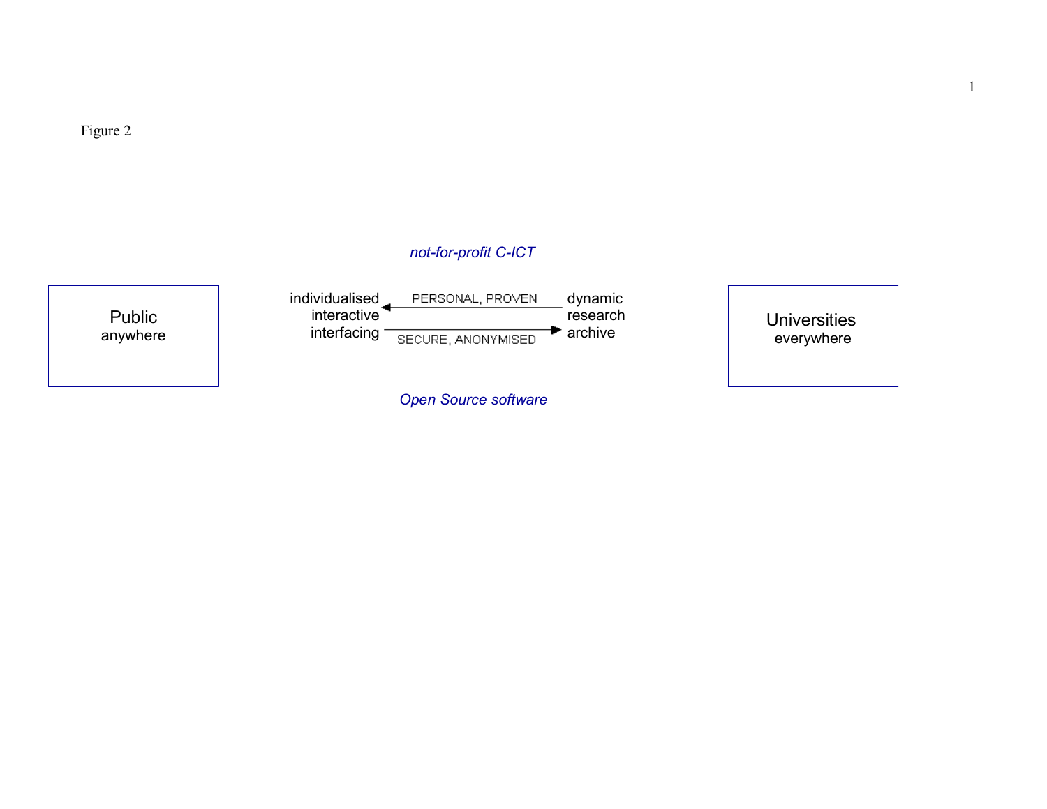Figure 2

*not-for-profit C-ICT*

| Public anywhere | individualised interactive interfacing | ← PERSONAL, PROVEN / SECURE, ANONYMISED → | dynamic research archive | Universities everywhere |
|---|---|---|---|---|

*Open Source software*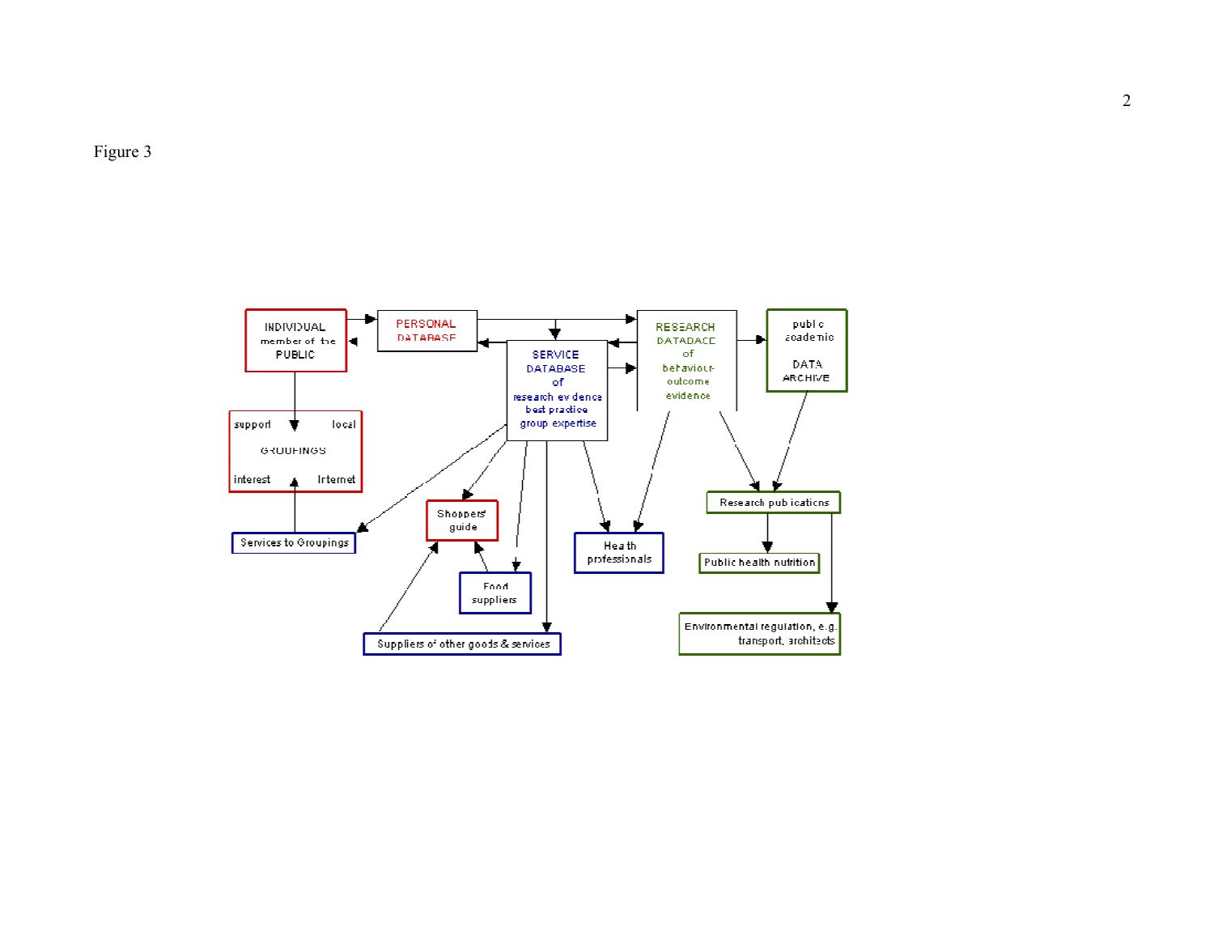Figure 3

INDIVIDUAL
member of the
PUBLIC

PERSONAL
DATABASE

SERVICE
DATABASE
of
research evidence
best practice
group expertise

RESEARCH
DATABASE
of
behaviour-
outcome
evidence

public
academic

DATA
ARCHIVE

support
local
GROUPINGS
interest
Internet

Services to Groupings

Shoppers' guide

Food suppliers

Suppliers of other goods & services

Health professionals

Research publications

Public health nutrition

Environmental regulation, e.g. transport, architects